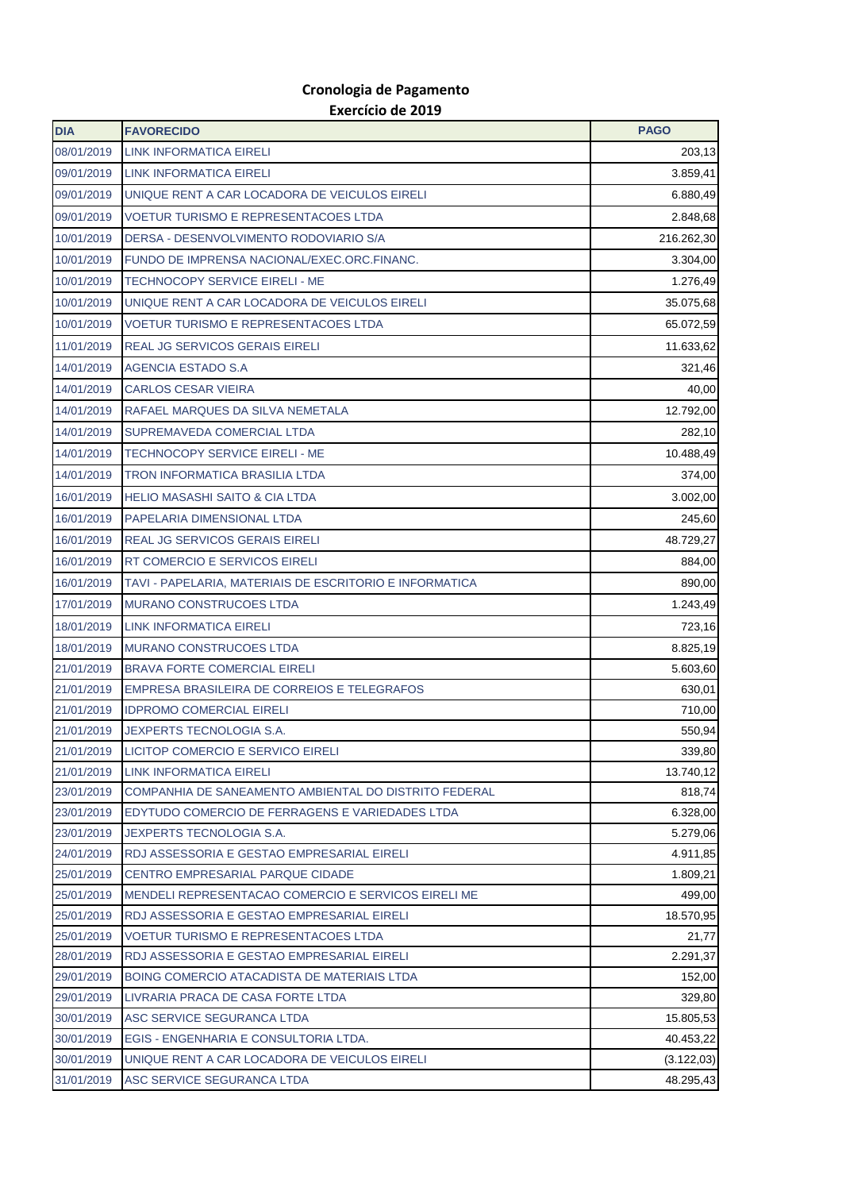# Cronologia de Pagamento
## Exercício de 2019

| DIA | FAVORECIDO | PAGO |
|---|---|---|
| 08/01/2019 | LINK INFORMATICA EIRELI | 203,13 |
| 09/01/2019 | LINK INFORMATICA EIRELI | 3.859,41 |
| 09/01/2019 | UNIQUE RENT A CAR LOCADORA DE VEICULOS EIRELI | 6.880,49 |
| 09/01/2019 | VOETUR TURISMO E REPRESENTACOES LTDA | 2.848,68 |
| 10/01/2019 | DERSA - DESENVOLVIMENTO RODOVIARIO S/A | 216.262,30 |
| 10/01/2019 | FUNDO DE IMPRENSA NACIONAL/EXEC.ORC.FINANC. | 3.304,00 |
| 10/01/2019 | TECHNOCOPY SERVICE EIRELI - ME | 1.276,49 |
| 10/01/2019 | UNIQUE RENT A CAR LOCADORA DE VEICULOS EIRELI | 35.075,68 |
| 10/01/2019 | VOETUR TURISMO E REPRESENTACOES LTDA | 65.072,59 |
| 11/01/2019 | REAL JG SERVICOS GERAIS EIRELI | 11.633,62 |
| 14/01/2019 | AGENCIA ESTADO S.A | 321,46 |
| 14/01/2019 | CARLOS CESAR VIEIRA | 40,00 |
| 14/01/2019 | RAFAEL MARQUES DA SILVA NEMETALA | 12.792,00 |
| 14/01/2019 | SUPREMAVEDA COMERCIAL LTDA | 282,10 |
| 14/01/2019 | TECHNOCOPY SERVICE EIRELI - ME | 10.488,49 |
| 14/01/2019 | TRON INFORMATICA BRASILIA LTDA | 374,00 |
| 16/01/2019 | HELIO MASASHI SAITO & CIA LTDA | 3.002,00 |
| 16/01/2019 | PAPELARIA DIMENSIONAL LTDA | 245,60 |
| 16/01/2019 | REAL JG SERVICOS GERAIS EIRELI | 48.729,27 |
| 16/01/2019 | RT COMERCIO E SERVICOS EIRELI | 884,00 |
| 16/01/2019 | TAVI - PAPELARIA, MATERIAIS DE ESCRITORIO E INFORMATICA | 890,00 |
| 17/01/2019 | MURANO CONSTRUCOES LTDA | 1.243,49 |
| 18/01/2019 | LINK INFORMATICA EIRELI | 723,16 |
| 18/01/2019 | MURANO CONSTRUCOES LTDA | 8.825,19 |
| 21/01/2019 | BRAVA FORTE COMERCIAL EIRELI | 5.603,60 |
| 21/01/2019 | EMPRESA BRASILEIRA DE CORREIOS E TELEGRAFOS | 630,01 |
| 21/01/2019 | IDPROMO COMERCIAL EIRELI | 710,00 |
| 21/01/2019 | JEXPERTS TECNOLOGIA S.A. | 550,94 |
| 21/01/2019 | LICITOP COMERCIO E SERVICO EIRELI | 339,80 |
| 21/01/2019 | LINK INFORMATICA EIRELI | 13.740,12 |
| 23/01/2019 | COMPANHIA DE SANEAMENTO AMBIENTAL DO DISTRITO FEDERAL | 818,74 |
| 23/01/2019 | EDYTUDO COMERCIO DE FERRAGENS E VARIEDADES LTDA | 6.328,00 |
| 23/01/2019 | JEXPERTS TECNOLOGIA S.A. | 5.279,06 |
| 24/01/2019 | RDJ ASSESSORIA E GESTAO EMPRESARIAL EIRELI | 4.911,85 |
| 25/01/2019 | CENTRO EMPRESARIAL PARQUE CIDADE | 1.809,21 |
| 25/01/2019 | MENDELI REPRESENTACAO COMERCIO E SERVICOS EIRELI ME | 499,00 |
| 25/01/2019 | RDJ ASSESSORIA E GESTAO EMPRESARIAL EIRELI | 18.570,95 |
| 25/01/2019 | VOETUR TURISMO E REPRESENTACOES LTDA | 21,77 |
| 28/01/2019 | RDJ ASSESSORIA E GESTAO EMPRESARIAL EIRELI | 2.291,37 |
| 29/01/2019 | BOING COMERCIO ATACADISTA DE MATERIAIS LTDA | 152,00 |
| 29/01/2019 | LIVRARIA PRACA DE CASA FORTE LTDA | 329,80 |
| 30/01/2019 | ASC SERVICE SEGURANCA LTDA | 15.805,53 |
| 30/01/2019 | EGIS - ENGENHARIA E CONSULTORIA LTDA. | 40.453,22 |
| 30/01/2019 | UNIQUE RENT A CAR LOCADORA DE VEICULOS EIRELI | (3.122,03) |
| 31/01/2019 | ASC SERVICE SEGURANCA LTDA | 48.295,43 |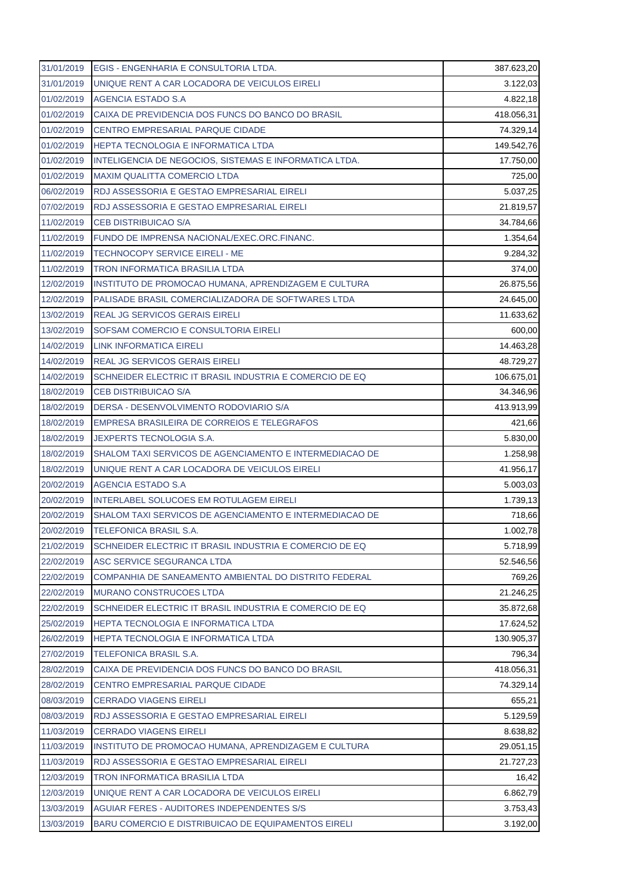| | | |
|---|---|---|
| 31/01/2019 | EGIS - ENGENHARIA E CONSULTORIA LTDA. | 387.623,20 |
| 31/01/2019 | UNIQUE RENT A CAR LOCADORA DE VEICULOS EIRELI | 3.122,03 |
| 01/02/2019 | AGENCIA ESTADO S.A | 4.822,18 |
| 01/02/2019 | CAIXA DE PREVIDENCIA DOS FUNCS DO BANCO DO BRASIL | 418.056,31 |
| 01/02/2019 | CENTRO EMPRESARIAL PARQUE CIDADE | 74.329,14 |
| 01/02/2019 | HEPTA TECNOLOGIA E INFORMATICA LTDA | 149.542,76 |
| 01/02/2019 | INTELIGENCIA DE NEGOCIOS, SISTEMAS E INFORMATICA LTDA. | 17.750,00 |
| 01/02/2019 | MAXIM QUALITTA COMERCIO LTDA | 725,00 |
| 06/02/2019 | RDJ ASSESSORIA E GESTAO EMPRESARIAL EIRELI | 5.037,25 |
| 07/02/2019 | RDJ ASSESSORIA E GESTAO EMPRESARIAL EIRELI | 21.819,57 |
| 11/02/2019 | CEB DISTRIBUICAO S/A | 34.784,66 |
| 11/02/2019 | FUNDO DE IMPRENSA NACIONAL/EXEC.ORC.FINANC. | 1.354,64 |
| 11/02/2019 | TECHNOCOPY SERVICE EIRELI - ME | 9.284,32 |
| 11/02/2019 | TRON INFORMATICA BRASILIA LTDA | 374,00 |
| 12/02/2019 | INSTITUTO DE PROMOCAO HUMANA, APRENDIZAGEM E CULTURA | 26.875,56 |
| 12/02/2019 | PALISADE BRASIL COMERCIALIZADORA DE SOFTWARES LTDA | 24.645,00 |
| 13/02/2019 | REAL JG SERVICOS GERAIS EIRELI | 11.633,62 |
| 13/02/2019 | SOFSAM COMERCIO E CONSULTORIA EIRELI | 600,00 |
| 14/02/2019 | LINK INFORMATICA EIRELI | 14.463,28 |
| 14/02/2019 | REAL JG SERVICOS GERAIS EIRELI | 48.729,27 |
| 14/02/2019 | SCHNEIDER ELECTRIC IT BRASIL INDUSTRIA E COMERCIO DE EQ | 106.675,01 |
| 18/02/2019 | CEB DISTRIBUICAO S/A | 34.346,96 |
| 18/02/2019 | DERSA - DESENVOLVIMENTO RODOVIARIO S/A | 413.913,99 |
| 18/02/2019 | EMPRESA BRASILEIRA DE CORREIOS E TELEGRAFOS | 421,66 |
| 18/02/2019 | JEXPERTS TECNOLOGIA S.A. | 5.830,00 |
| 18/02/2019 | SHALOM TAXI SERVICOS DE AGENCIAMENTO E INTERMEDIACAO DE | 1.258,98 |
| 18/02/2019 | UNIQUE RENT A CAR LOCADORA DE VEICULOS EIRELI | 41.956,17 |
| 20/02/2019 | AGENCIA ESTADO S.A | 5.003,03 |
| 20/02/2019 | INTERLABEL SOLUCOES EM ROTULAGEM EIRELI | 1.739,13 |
| 20/02/2019 | SHALOM TAXI SERVICOS DE AGENCIAMENTO E INTERMEDIACAO DE | 718,66 |
| 20/02/2019 | TELEFONICA BRASIL S.A. | 1.002,78 |
| 21/02/2019 | SCHNEIDER ELECTRIC IT BRASIL INDUSTRIA E COMERCIO DE EQ | 5.718,99 |
| 22/02/2019 | ASC SERVICE SEGURANCA LTDA | 52.546,56 |
| 22/02/2019 | COMPANHIA DE SANEAMENTO AMBIENTAL DO DISTRITO FEDERAL | 769,26 |
| 22/02/2019 | MURANO CONSTRUCOES LTDA | 21.246,25 |
| 22/02/2019 | SCHNEIDER ELECTRIC IT BRASIL INDUSTRIA E COMERCIO DE EQ | 35.872,68 |
| 25/02/2019 | HEPTA TECNOLOGIA E INFORMATICA LTDA | 17.624,52 |
| 26/02/2019 | HEPTA TECNOLOGIA E INFORMATICA LTDA | 130.905,37 |
| 27/02/2019 | TELEFONICA BRASIL S.A. | 796,34 |
| 28/02/2019 | CAIXA DE PREVIDENCIA DOS FUNCS DO BANCO DO BRASIL | 418.056,31 |
| 28/02/2019 | CENTRO EMPRESARIAL PARQUE CIDADE | 74.329,14 |
| 08/03/2019 | CERRADO VIAGENS EIRELI | 655,21 |
| 08/03/2019 | RDJ ASSESSORIA E GESTAO EMPRESARIAL EIRELI | 5.129,59 |
| 11/03/2019 | CERRADO VIAGENS EIRELI | 8.638,82 |
| 11/03/2019 | INSTITUTO DE PROMOCAO HUMANA, APRENDIZAGEM E CULTURA | 29.051,15 |
| 11/03/2019 | RDJ ASSESSORIA E GESTAO EMPRESARIAL EIRELI | 21.727,23 |
| 12/03/2019 | TRON INFORMATICA BRASILIA LTDA | 16,42 |
| 12/03/2019 | UNIQUE RENT A CAR LOCADORA DE VEICULOS EIRELI | 6.862,79 |
| 13/03/2019 | AGUIAR FERES - AUDITORES INDEPENDENTES S/S | 3.753,43 |
| 13/03/2019 | BARU COMERCIO E DISTRIBUICAO DE EQUIPAMENTOS EIRELI | 3.192,00 |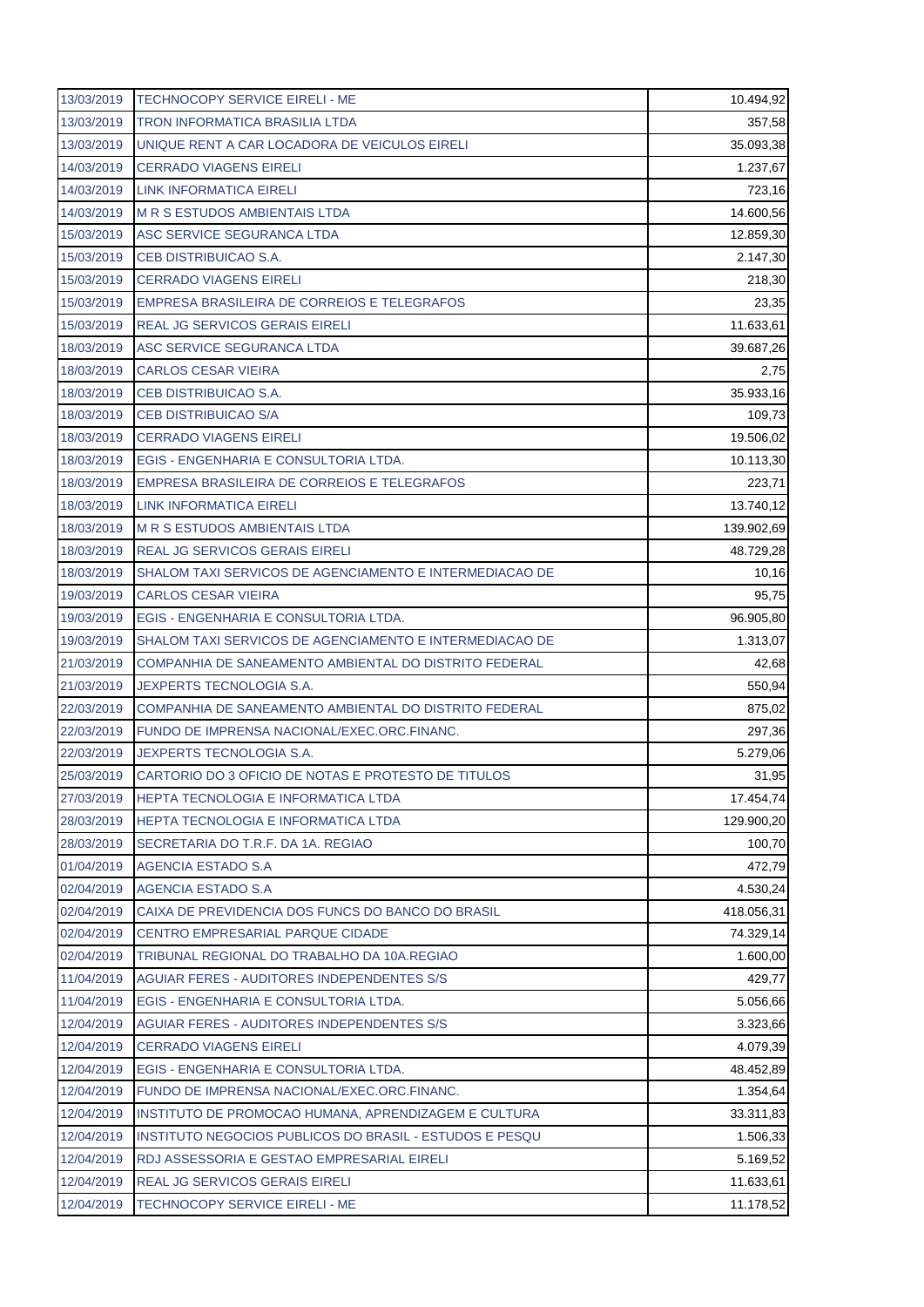| | | |
|---|---|---|
| 13/03/2019 | TECHNOCOPY SERVICE EIRELI - ME | 10.494,92 |
| 13/03/2019 | TRON INFORMATICA BRASILIA LTDA | 357,58 |
| 13/03/2019 | UNIQUE RENT A CAR LOCADORA DE VEICULOS EIRELI | 35.093,38 |
| 14/03/2019 | CERRADO VIAGENS EIRELI | 1.237,67 |
| 14/03/2019 | LINK INFORMATICA EIRELI | 723,16 |
| 14/03/2019 | M R S ESTUDOS AMBIENTAIS LTDA | 14.600,56 |
| 15/03/2019 | ASC SERVICE SEGURANCA LTDA | 12.859,30 |
| 15/03/2019 | CEB DISTRIBUICAO S.A. | 2.147,30 |
| 15/03/2019 | CERRADO VIAGENS EIRELI | 218,30 |
| 15/03/2019 | EMPRESA BRASILEIRA DE CORREIOS E TELEGRAFOS | 23,35 |
| 15/03/2019 | REAL JG SERVICOS GERAIS EIRELI | 11.633,61 |
| 18/03/2019 | ASC SERVICE SEGURANCA LTDA | 39.687,26 |
| 18/03/2019 | CARLOS CESAR VIEIRA | 2,75 |
| 18/03/2019 | CEB DISTRIBUICAO S.A. | 35.933,16 |
| 18/03/2019 | CEB DISTRIBUICAO S/A | 109,73 |
| 18/03/2019 | CERRADO VIAGENS EIRELI | 19.506,02 |
| 18/03/2019 | EGIS - ENGENHARIA E CONSULTORIA LTDA. | 10.113,30 |
| 18/03/2019 | EMPRESA BRASILEIRA DE CORREIOS E TELEGRAFOS | 223,71 |
| 18/03/2019 | LINK INFORMATICA EIRELI | 13.740,12 |
| 18/03/2019 | M R S ESTUDOS AMBIENTAIS LTDA | 139.902,69 |
| 18/03/2019 | REAL JG SERVICOS GERAIS EIRELI | 48.729,28 |
| 18/03/2019 | SHALOM TAXI SERVICOS DE AGENCIAMENTO E INTERMEDIACAO DE | 10,16 |
| 19/03/2019 | CARLOS CESAR VIEIRA | 95,75 |
| 19/03/2019 | EGIS - ENGENHARIA E CONSULTORIA LTDA. | 96.905,80 |
| 19/03/2019 | SHALOM TAXI SERVICOS DE AGENCIAMENTO E INTERMEDIACAO DE | 1.313,07 |
| 21/03/2019 | COMPANHIA DE SANEAMENTO AMBIENTAL DO DISTRITO FEDERAL | 42,68 |
| 21/03/2019 | JEXPERTS TECNOLOGIA S.A. | 550,94 |
| 22/03/2019 | COMPANHIA DE SANEAMENTO AMBIENTAL DO DISTRITO FEDERAL | 875,02 |
| 22/03/2019 | FUNDO DE IMPRENSA NACIONAL/EXEC.ORC.FINANC. | 297,36 |
| 22/03/2019 | JEXPERTS TECNOLOGIA S.A. | 5.279,06 |
| 25/03/2019 | CARTORIO DO 3 OFICIO DE NOTAS E PROTESTO DE TITULOS | 31,95 |
| 27/03/2019 | HEPTA TECNOLOGIA E INFORMATICA LTDA | 17.454,74 |
| 28/03/2019 | HEPTA TECNOLOGIA E INFORMATICA LTDA | 129.900,20 |
| 28/03/2019 | SECRETARIA DO T.R.F. DA 1A. REGIAO | 100,70 |
| 01/04/2019 | AGENCIA ESTADO S.A | 472,79 |
| 02/04/2019 | AGENCIA ESTADO S.A | 4.530,24 |
| 02/04/2019 | CAIXA DE PREVIDENCIA DOS FUNCS DO BANCO DO BRASIL | 418.056,31 |
| 02/04/2019 | CENTRO EMPRESARIAL PARQUE CIDADE | 74.329,14 |
| 02/04/2019 | TRIBUNAL REGIONAL DO TRABALHO DA 10A.REGIAO | 1.600,00 |
| 11/04/2019 | AGUIAR FERES - AUDITORES INDEPENDENTES S/S | 429,77 |
| 11/04/2019 | EGIS - ENGENHARIA E CONSULTORIA LTDA. | 5.056,66 |
| 12/04/2019 | AGUIAR FERES - AUDITORES INDEPENDENTES S/S | 3.323,66 |
| 12/04/2019 | CERRADO VIAGENS EIRELI | 4.079,39 |
| 12/04/2019 | EGIS - ENGENHARIA E CONSULTORIA LTDA. | 48.452,89 |
| 12/04/2019 | FUNDO DE IMPRENSA NACIONAL/EXEC.ORC.FINANC. | 1.354,64 |
| 12/04/2019 | INSTITUTO DE PROMOCAO HUMANA, APRENDIZAGEM E CULTURA | 33.311,83 |
| 12/04/2019 | INSTITUTO NEGOCIOS PUBLICOS DO BRASIL - ESTUDOS E PESQU | 1.506,33 |
| 12/04/2019 | RDJ ASSESSORIA E GESTAO EMPRESARIAL EIRELI | 5.169,52 |
| 12/04/2019 | REAL JG SERVICOS GERAIS EIRELI | 11.633,61 |
| 12/04/2019 | TECHNOCOPY SERVICE EIRELI - ME | 11.178,52 |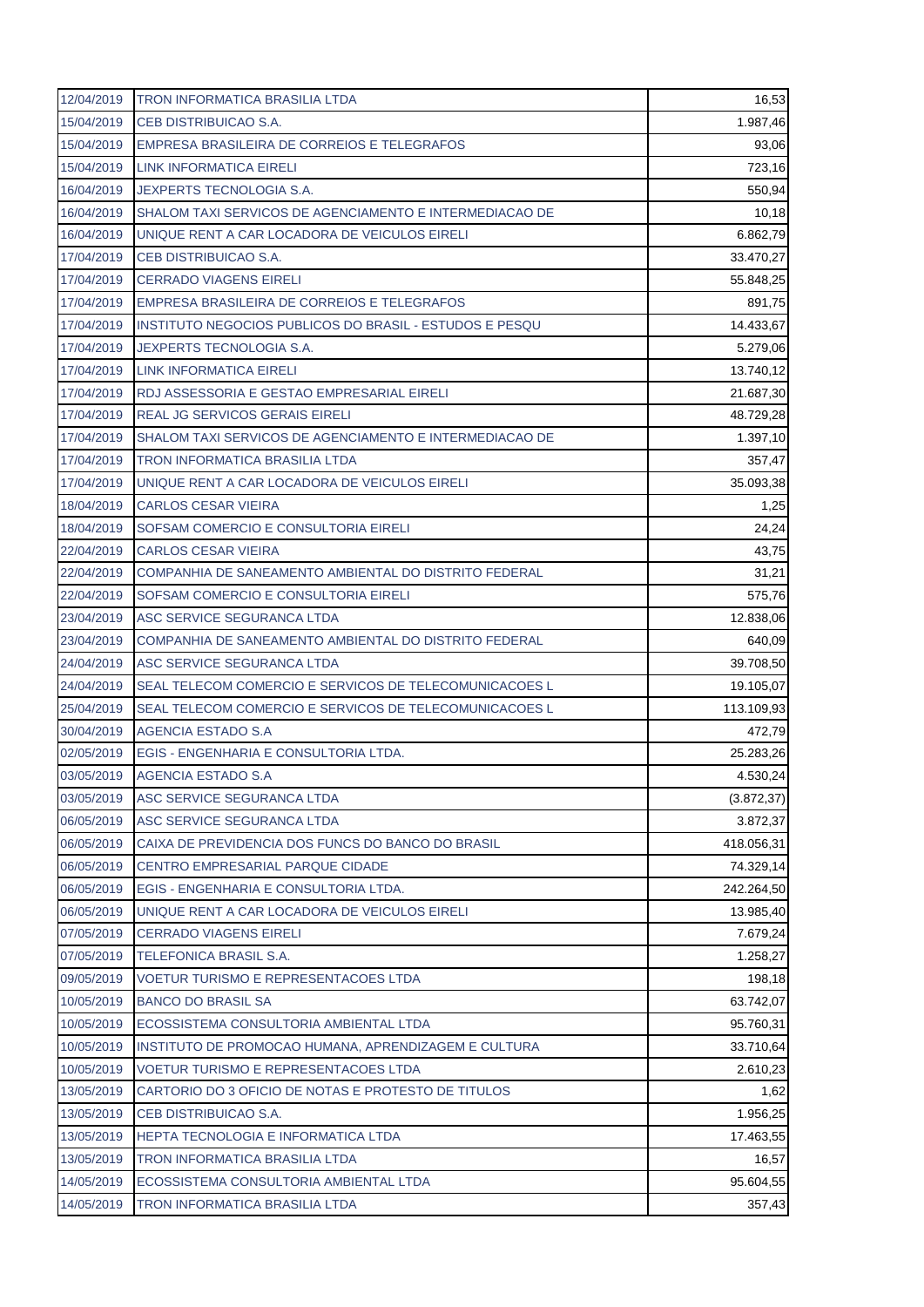| | | |
|---|---|---|
| 12/04/2019 | TRON INFORMATICA BRASILIA LTDA | 16,53 |
| 15/04/2019 | CEB DISTRIBUICAO S.A. | 1.987,46 |
| 15/04/2019 | EMPRESA BRASILEIRA DE CORREIOS E TELEGRAFOS | 93,06 |
| 15/04/2019 | LINK INFORMATICA EIRELI | 723,16 |
| 16/04/2019 | JEXPERTS TECNOLOGIA S.A. | 550,94 |
| 16/04/2019 | SHALOM TAXI SERVICOS DE AGENCIAMENTO E INTERMEDIACAO DE | 10,18 |
| 16/04/2019 | UNIQUE RENT A CAR LOCADORA DE VEICULOS EIRELI | 6.862,79 |
| 17/04/2019 | CEB DISTRIBUICAO S.A. | 33.470,27 |
| 17/04/2019 | CERRADO VIAGENS EIRELI | 55.848,25 |
| 17/04/2019 | EMPRESA BRASILEIRA DE CORREIOS E TELEGRAFOS | 891,75 |
| 17/04/2019 | INSTITUTO NEGOCIOS PUBLICOS DO BRASIL - ESTUDOS E PESQU | 14.433,67 |
| 17/04/2019 | JEXPERTS TECNOLOGIA S.A. | 5.279,06 |
| 17/04/2019 | LINK INFORMATICA EIRELI | 13.740,12 |
| 17/04/2019 | RDJ ASSESSORIA E GESTAO EMPRESARIAL EIRELI | 21.687,30 |
| 17/04/2019 | REAL JG SERVICOS GERAIS EIRELI | 48.729,28 |
| 17/04/2019 | SHALOM TAXI SERVICOS DE AGENCIAMENTO E INTERMEDIACAO DE | 1.397,10 |
| 17/04/2019 | TRON INFORMATICA BRASILIA LTDA | 357,47 |
| 17/04/2019 | UNIQUE RENT A CAR LOCADORA DE VEICULOS EIRELI | 35.093,38 |
| 18/04/2019 | CARLOS CESAR VIEIRA | 1,25 |
| 18/04/2019 | SOFSAM COMERCIO E CONSULTORIA EIRELI | 24,24 |
| 22/04/2019 | CARLOS CESAR VIEIRA | 43,75 |
| 22/04/2019 | COMPANHIA DE SANEAMENTO AMBIENTAL DO DISTRITO FEDERAL | 31,21 |
| 22/04/2019 | SOFSAM COMERCIO E CONSULTORIA EIRELI | 575,76 |
| 23/04/2019 | ASC SERVICE SEGURANCA LTDA | 12.838,06 |
| 23/04/2019 | COMPANHIA DE SANEAMENTO AMBIENTAL DO DISTRITO FEDERAL | 640,09 |
| 24/04/2019 | ASC SERVICE SEGURANCA LTDA | 39.708,50 |
| 24/04/2019 | SEAL TELECOM COMERCIO E SERVICOS DE TELECOMUNICACOES L | 19.105,07 |
| 25/04/2019 | SEAL TELECOM COMERCIO E SERVICOS DE TELECOMUNICACOES L | 113.109,93 |
| 30/04/2019 | AGENCIA ESTADO S.A | 472,79 |
| 02/05/2019 | EGIS - ENGENHARIA E CONSULTORIA LTDA. | 25.283,26 |
| 03/05/2019 | AGENCIA ESTADO S.A | 4.530,24 |
| 03/05/2019 | ASC SERVICE SEGURANCA LTDA | (3.872,37) |
| 06/05/2019 | ASC SERVICE SEGURANCA LTDA | 3.872,37 |
| 06/05/2019 | CAIXA DE PREVIDENCIA DOS FUNCS DO BANCO DO BRASIL | 418.056,31 |
| 06/05/2019 | CENTRO EMPRESARIAL PARQUE CIDADE | 74.329,14 |
| 06/05/2019 | EGIS - ENGENHARIA E CONSULTORIA LTDA. | 242.264,50 |
| 06/05/2019 | UNIQUE RENT A CAR LOCADORA DE VEICULOS EIRELI | 13.985,40 |
| 07/05/2019 | CERRADO VIAGENS EIRELI | 7.679,24 |
| 07/05/2019 | TELEFONICA BRASIL S.A. | 1.258,27 |
| 09/05/2019 | VOETUR TURISMO E REPRESENTACOES LTDA | 198,18 |
| 10/05/2019 | BANCO DO BRASIL SA | 63.742,07 |
| 10/05/2019 | ECOSSISTEMA CONSULTORIA AMBIENTAL LTDA | 95.760,31 |
| 10/05/2019 | INSTITUTO DE PROMOCAO HUMANA, APRENDIZAGEM E CULTURA | 33.710,64 |
| 10/05/2019 | VOETUR TURISMO E REPRESENTACOES LTDA | 2.610,23 |
| 13/05/2019 | CARTORIO DO 3 OFICIO DE NOTAS E PROTESTO DE TITULOS | 1,62 |
| 13/05/2019 | CEB DISTRIBUICAO S.A. | 1.956,25 |
| 13/05/2019 | HEPTA TECNOLOGIA E INFORMATICA LTDA | 17.463,55 |
| 13/05/2019 | TRON INFORMATICA BRASILIA LTDA | 16,57 |
| 14/05/2019 | ECOSSISTEMA CONSULTORIA AMBIENTAL LTDA | 95.604,55 |
| 14/05/2019 | TRON INFORMATICA BRASILIA LTDA | 357,43 |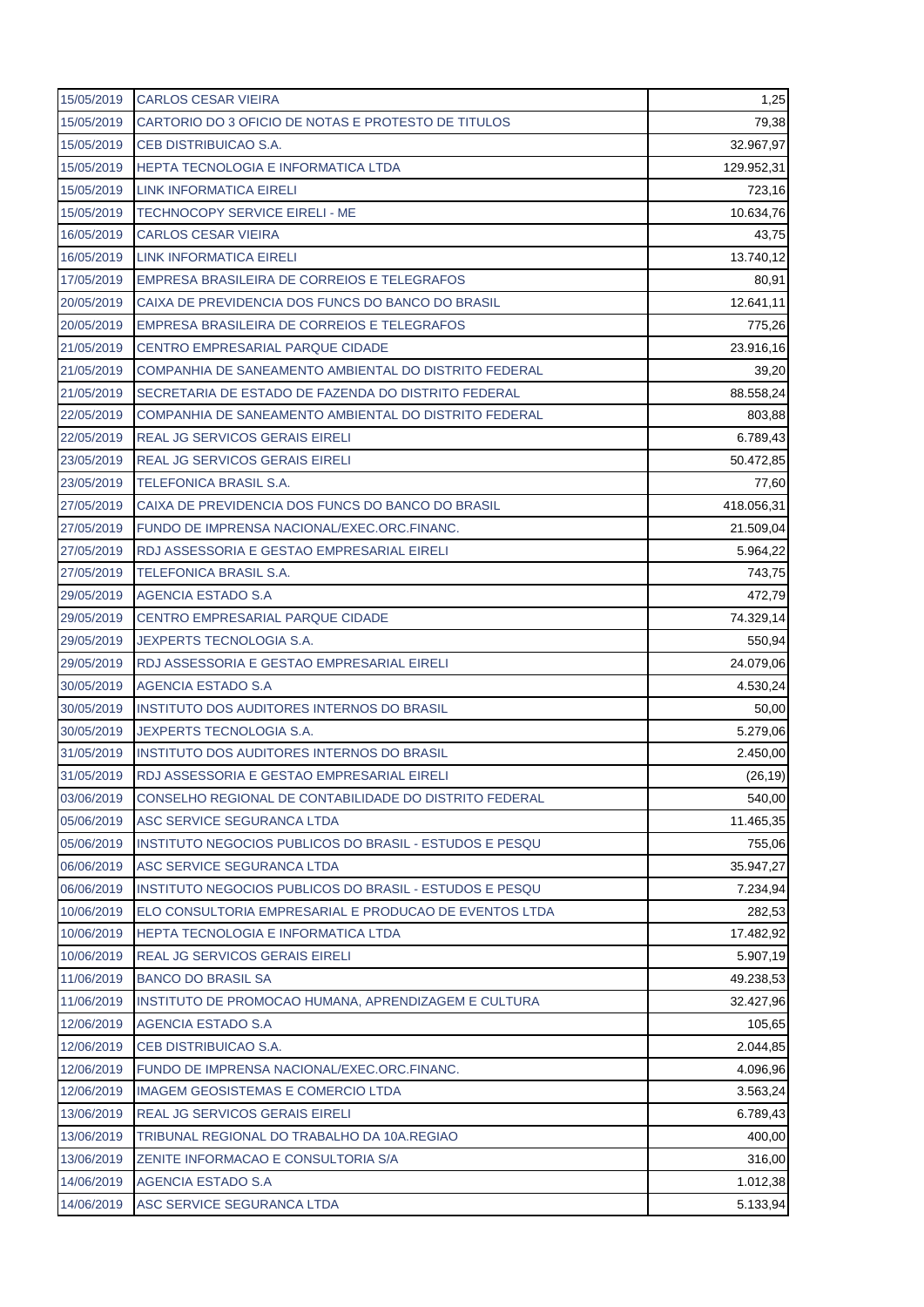| | | |
|---|---|---|
| 15/05/2019 | CARLOS CESAR VIEIRA | 1,25 |
| 15/05/2019 | CARTORIO DO 3 OFICIO DE NOTAS E PROTESTO DE TITULOS | 79,38 |
| 15/05/2019 | CEB DISTRIBUICAO S.A. | 32.967,97 |
| 15/05/2019 | HEPTA TECNOLOGIA E INFORMATICA LTDA | 129.952,31 |
| 15/05/2019 | LINK INFORMATICA EIRELI | 723,16 |
| 15/05/2019 | TECHNOCOPY SERVICE EIRELI - ME | 10.634,76 |
| 16/05/2019 | CARLOS CESAR VIEIRA | 43,75 |
| 16/05/2019 | LINK INFORMATICA EIRELI | 13.740,12 |
| 17/05/2019 | EMPRESA BRASILEIRA DE CORREIOS E TELEGRAFOS | 80,91 |
| 20/05/2019 | CAIXA DE PREVIDENCIA DOS FUNCS DO BANCO DO BRASIL | 12.641,11 |
| 20/05/2019 | EMPRESA BRASILEIRA DE CORREIOS E TELEGRAFOS | 775,26 |
| 21/05/2019 | CENTRO EMPRESARIAL PARQUE CIDADE | 23.916,16 |
| 21/05/2019 | COMPANHIA DE SANEAMENTO AMBIENTAL DO DISTRITO FEDERAL | 39,20 |
| 21/05/2019 | SECRETARIA DE ESTADO DE FAZENDA DO DISTRITO FEDERAL | 88.558,24 |
| 22/05/2019 | COMPANHIA DE SANEAMENTO AMBIENTAL DO DISTRITO FEDERAL | 803,88 |
| 22/05/2019 | REAL JG SERVICOS GERAIS EIRELI | 6.789,43 |
| 23/05/2019 | REAL JG SERVICOS GERAIS EIRELI | 50.472,85 |
| 23/05/2019 | TELEFONICA BRASIL S.A. | 77,60 |
| 27/05/2019 | CAIXA DE PREVIDENCIA DOS FUNCS DO BANCO DO BRASIL | 418.056,31 |
| 27/05/2019 | FUNDO DE IMPRENSA NACIONAL/EXEC.ORC.FINANC. | 21.509,04 |
| 27/05/2019 | RDJ ASSESSORIA E GESTAO EMPRESARIAL EIRELI | 5.964,22 |
| 27/05/2019 | TELEFONICA BRASIL S.A. | 743,75 |
| 29/05/2019 | AGENCIA ESTADO S.A | 472,79 |
| 29/05/2019 | CENTRO EMPRESARIAL PARQUE CIDADE | 74.329,14 |
| 29/05/2019 | JEXPERTS TECNOLOGIA S.A. | 550,94 |
| 29/05/2019 | RDJ ASSESSORIA E GESTAO EMPRESARIAL EIRELI | 24.079,06 |
| 30/05/2019 | AGENCIA ESTADO S.A | 4.530,24 |
| 30/05/2019 | INSTITUTO DOS AUDITORES INTERNOS DO BRASIL | 50,00 |
| 30/05/2019 | JEXPERTS TECNOLOGIA S.A. | 5.279,06 |
| 31/05/2019 | INSTITUTO DOS AUDITORES INTERNOS DO BRASIL | 2.450,00 |
| 31/05/2019 | RDJ ASSESSORIA E GESTAO EMPRESARIAL EIRELI | (26,19) |
| 03/06/2019 | CONSELHO REGIONAL DE CONTABILIDADE DO DISTRITO FEDERAL | 540,00 |
| 05/06/2019 | ASC SERVICE SEGURANCA LTDA | 11.465,35 |
| 05/06/2019 | INSTITUTO NEGOCIOS PUBLICOS DO BRASIL - ESTUDOS E PESQU | 755,06 |
| 06/06/2019 | ASC SERVICE SEGURANCA LTDA | 35.947,27 |
| 06/06/2019 | INSTITUTO NEGOCIOS PUBLICOS DO BRASIL - ESTUDOS E PESQU | 7.234,94 |
| 10/06/2019 | ELO CONSULTORIA EMPRESARIAL E PRODUCAO DE EVENTOS LTDA | 282,53 |
| 10/06/2019 | HEPTA TECNOLOGIA E INFORMATICA LTDA | 17.482,92 |
| 10/06/2019 | REAL JG SERVICOS GERAIS EIRELI | 5.907,19 |
| 11/06/2019 | BANCO DO BRASIL SA | 49.238,53 |
| 11/06/2019 | INSTITUTO DE PROMOCAO HUMANA, APRENDIZAGEM E CULTURA | 32.427,96 |
| 12/06/2019 | AGENCIA ESTADO S.A | 105,65 |
| 12/06/2019 | CEB DISTRIBUICAO S.A. | 2.044,85 |
| 12/06/2019 | FUNDO DE IMPRENSA NACIONAL/EXEC.ORC.FINANC. | 4.096,96 |
| 12/06/2019 | IMAGEM GEOSISTEMAS E COMERCIO LTDA | 3.563,24 |
| 13/06/2019 | REAL JG SERVICOS GERAIS EIRELI | 6.789,43 |
| 13/06/2019 | TRIBUNAL REGIONAL DO TRABALHO DA 10A.REGIAO | 400,00 |
| 13/06/2019 | ZENITE INFORMACAO E CONSULTORIA S/A | 316,00 |
| 14/06/2019 | AGENCIA ESTADO S.A | 1.012,38 |
| 14/06/2019 | ASC SERVICE SEGURANCA LTDA | 5.133,94 |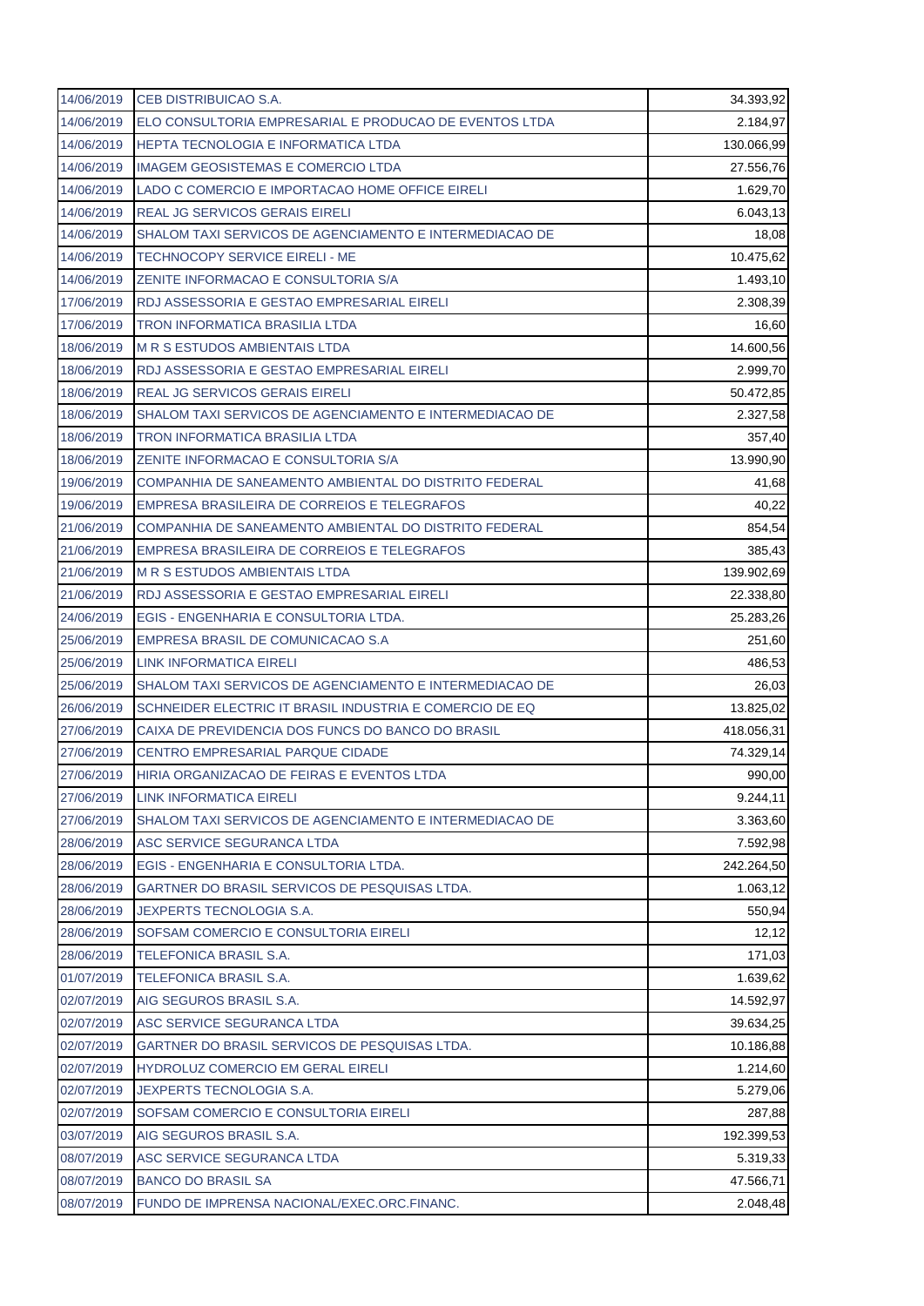| | | |
|---|---|---|
| 14/06/2019 | CEB DISTRIBUICAO S.A. | 34.393,92 |
| 14/06/2019 | ELO CONSULTORIA EMPRESARIAL E PRODUCAO DE EVENTOS LTDA | 2.184,97 |
| 14/06/2019 | HEPTA TECNOLOGIA E INFORMATICA LTDA | 130.066,99 |
| 14/06/2019 | IMAGEM GEOSISTEMAS E COMERCIO LTDA | 27.556,76 |
| 14/06/2019 | LADO C COMERCIO E IMPORTACAO HOME OFFICE EIRELI | 1.629,70 |
| 14/06/2019 | REAL JG SERVICOS GERAIS EIRELI | 6.043,13 |
| 14/06/2019 | SHALOM TAXI SERVICOS DE AGENCIAMENTO E INTERMEDIACAO DE | 18,08 |
| 14/06/2019 | TECHNOCOPY SERVICE EIRELI - ME | 10.475,62 |
| 14/06/2019 | ZENITE INFORMACAO E CONSULTORIA S/A | 1.493,10 |
| 17/06/2019 | RDJ ASSESSORIA E GESTAO EMPRESARIAL EIRELI | 2.308,39 |
| 17/06/2019 | TRON INFORMATICA BRASILIA LTDA | 16,60 |
| 18/06/2019 | M R S ESTUDOS AMBIENTAIS LTDA | 14.600,56 |
| 18/06/2019 | RDJ ASSESSORIA E GESTAO EMPRESARIAL EIRELI | 2.999,70 |
| 18/06/2019 | REAL JG SERVICOS GERAIS EIRELI | 50.472,85 |
| 18/06/2019 | SHALOM TAXI SERVICOS DE AGENCIAMENTO E INTERMEDIACAO DE | 2.327,58 |
| 18/06/2019 | TRON INFORMATICA BRASILIA LTDA | 357,40 |
| 18/06/2019 | ZENITE INFORMACAO E CONSULTORIA S/A | 13.990,90 |
| 19/06/2019 | COMPANHIA DE SANEAMENTO AMBIENTAL DO DISTRITO FEDERAL | 41,68 |
| 19/06/2019 | EMPRESA BRASILEIRA DE CORREIOS E TELEGRAFOS | 40,22 |
| 21/06/2019 | COMPANHIA DE SANEAMENTO AMBIENTAL DO DISTRITO FEDERAL | 854,54 |
| 21/06/2019 | EMPRESA BRASILEIRA DE CORREIOS E TELEGRAFOS | 385,43 |
| 21/06/2019 | M R S ESTUDOS AMBIENTAIS LTDA | 139.902,69 |
| 21/06/2019 | RDJ ASSESSORIA E GESTAO EMPRESARIAL EIRELI | 22.338,80 |
| 24/06/2019 | EGIS - ENGENHARIA E CONSULTORIA LTDA. | 25.283,26 |
| 25/06/2019 | EMPRESA BRASIL DE COMUNICACAO S.A | 251,60 |
| 25/06/2019 | LINK INFORMATICA EIRELI | 486,53 |
| 25/06/2019 | SHALOM TAXI SERVICOS DE AGENCIAMENTO E INTERMEDIACAO DE | 26,03 |
| 26/06/2019 | SCHNEIDER ELECTRIC IT BRASIL INDUSTRIA E COMERCIO DE EQ | 13.825,02 |
| 27/06/2019 | CAIXA DE PREVIDENCIA DOS FUNCS DO BANCO DO BRASIL | 418.056,31 |
| 27/06/2019 | CENTRO EMPRESARIAL PARQUE CIDADE | 74.329,14 |
| 27/06/2019 | HIRIA ORGANIZACAO DE FEIRAS E EVENTOS LTDA | 990,00 |
| 27/06/2019 | LINK INFORMATICA EIRELI | 9.244,11 |
| 27/06/2019 | SHALOM TAXI SERVICOS DE AGENCIAMENTO E INTERMEDIACAO DE | 3.363,60 |
| 28/06/2019 | ASC SERVICE SEGURANCA LTDA | 7.592,98 |
| 28/06/2019 | EGIS - ENGENHARIA E CONSULTORIA LTDA. | 242.264,50 |
| 28/06/2019 | GARTNER DO BRASIL SERVICOS DE PESQUISAS LTDA. | 1.063,12 |
| 28/06/2019 | JEXPERTS TECNOLOGIA S.A. | 550,94 |
| 28/06/2019 | SOFSAM COMERCIO E CONSULTORIA EIRELI | 12,12 |
| 28/06/2019 | TELEFONICA BRASIL S.A. | 171,03 |
| 01/07/2019 | TELEFONICA BRASIL S.A. | 1.639,62 |
| 02/07/2019 | AIG SEGUROS BRASIL S.A. | 14.592,97 |
| 02/07/2019 | ASC SERVICE SEGURANCA LTDA | 39.634,25 |
| 02/07/2019 | GARTNER DO BRASIL SERVICOS DE PESQUISAS LTDA. | 10.186,88 |
| 02/07/2019 | HYDROLUZ COMERCIO EM GERAL EIRELI | 1.214,60 |
| 02/07/2019 | JEXPERTS TECNOLOGIA S.A. | 5.279,06 |
| 02/07/2019 | SOFSAM COMERCIO E CONSULTORIA EIRELI | 287,88 |
| 03/07/2019 | AIG SEGUROS BRASIL S.A. | 192.399,53 |
| 08/07/2019 | ASC SERVICE SEGURANCA LTDA | 5.319,33 |
| 08/07/2019 | BANCO DO BRASIL SA | 47.566,71 |
| 08/07/2019 | FUNDO DE IMPRENSA NACIONAL/EXEC.ORC.FINANC. | 2.048,48 |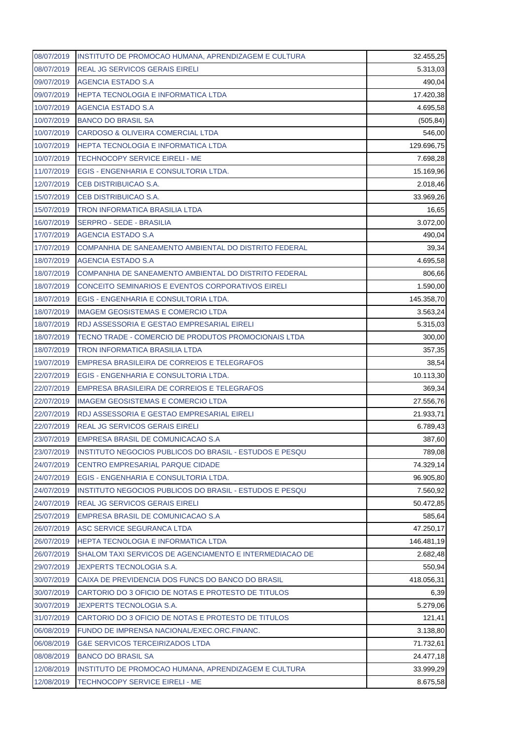| 08/07/2019 | INSTITUTO DE PROMOCAO HUMANA, APRENDIZAGEM E CULTURA | 32.455,25 |
|---|---|---|
| 08/07/2019 | REAL JG SERVICOS GERAIS EIRELI | 5.313,03 |
| 09/07/2019 | AGENCIA ESTADO S.A | 490,04 |
| 09/07/2019 | HEPTA TECNOLOGIA E INFORMATICA LTDA | 17.420,38 |
| 10/07/2019 | AGENCIA ESTADO S.A | 4.695,58 |
| 10/07/2019 | BANCO DO BRASIL SA | (505,84) |
| 10/07/2019 | CARDOSO & OLIVEIRA COMERCIAL LTDA | 546,00 |
| 10/07/2019 | HEPTA TECNOLOGIA E INFORMATICA LTDA | 129.696,75 |
| 10/07/2019 | TECHNOCOPY SERVICE EIRELI - ME | 7.698,28 |
| 11/07/2019 | EGIS - ENGENHARIA E CONSULTORIA LTDA. | 15.169,96 |
| 12/07/2019 | CEB DISTRIBUICAO S.A. | 2.018,46 |
| 15/07/2019 | CEB DISTRIBUICAO S.A. | 33.969,26 |
| 15/07/2019 | TRON INFORMATICA BRASILIA LTDA | 16,65 |
| 16/07/2019 | SERPRO - SEDE - BRASILIA | 3.072,00 |
| 17/07/2019 | AGENCIA ESTADO S.A | 490,04 |
| 17/07/2019 | COMPANHIA DE SANEAMENTO AMBIENTAL DO DISTRITO FEDERAL | 39,34 |
| 18/07/2019 | AGENCIA ESTADO S.A | 4.695,58 |
| 18/07/2019 | COMPANHIA DE SANEAMENTO AMBIENTAL DO DISTRITO FEDERAL | 806,66 |
| 18/07/2019 | CONCEITO SEMINARIOS E EVENTOS CORPORATIVOS EIRELI | 1.590,00 |
| 18/07/2019 | EGIS - ENGENHARIA E CONSULTORIA LTDA. | 145.358,70 |
| 18/07/2019 | IMAGEM GEOSISTEMAS E COMERCIO LTDA | 3.563,24 |
| 18/07/2019 | RDJ ASSESSORIA E GESTAO EMPRESARIAL EIRELI | 5.315,03 |
| 18/07/2019 | TECNO TRADE - COMERCIO DE PRODUTOS PROMOCIONAIS LTDA | 300,00 |
| 18/07/2019 | TRON INFORMATICA BRASILIA LTDA | 357,35 |
| 19/07/2019 | EMPRESA BRASILEIRA DE CORREIOS E TELEGRAFOS | 38,54 |
| 22/07/2019 | EGIS - ENGENHARIA E CONSULTORIA LTDA. | 10.113,30 |
| 22/07/2019 | EMPRESA BRASILEIRA DE CORREIOS E TELEGRAFOS | 369,34 |
| 22/07/2019 | IMAGEM GEOSISTEMAS E COMERCIO LTDA | 27.556,76 |
| 22/07/2019 | RDJ ASSESSORIA E GESTAO EMPRESARIAL EIRELI | 21.933,71 |
| 22/07/2019 | REAL JG SERVICOS GERAIS EIRELI | 6.789,43 |
| 23/07/2019 | EMPRESA BRASIL DE COMUNICACAO S.A | 387,60 |
| 23/07/2019 | INSTITUTO NEGOCIOS PUBLICOS DO BRASIL - ESTUDOS E PESQU | 789,08 |
| 24/07/2019 | CENTRO EMPRESARIAL PARQUE CIDADE | 74.329,14 |
| 24/07/2019 | EGIS - ENGENHARIA E CONSULTORIA LTDA. | 96.905,80 |
| 24/07/2019 | INSTITUTO NEGOCIOS PUBLICOS DO BRASIL - ESTUDOS E PESQU | 7.560,92 |
| 24/07/2019 | REAL JG SERVICOS GERAIS EIRELI | 50.472,85 |
| 25/07/2019 | EMPRESA BRASIL DE COMUNICACAO S.A | 585,64 |
| 26/07/2019 | ASC SERVICE SEGURANCA LTDA | 47.250,17 |
| 26/07/2019 | HEPTA TECNOLOGIA E INFORMATICA LTDA | 146.481,19 |
| 26/07/2019 | SHALOM TAXI SERVICOS DE AGENCIAMENTO E INTERMEDIACAO DE | 2.682,48 |
| 29/07/2019 | JEXPERTS TECNOLOGIA S.A. | 550,94 |
| 30/07/2019 | CAIXA DE PREVIDENCIA DOS FUNCS DO BANCO DO BRASIL | 418.056,31 |
| 30/07/2019 | CARTORIO DO 3 OFICIO DE NOTAS E PROTESTO DE TITULOS | 6,39 |
| 30/07/2019 | JEXPERTS TECNOLOGIA S.A. | 5.279,06 |
| 31/07/2019 | CARTORIO DO 3 OFICIO DE NOTAS E PROTESTO DE TITULOS | 121,41 |
| 06/08/2019 | FUNDO DE IMPRENSA NACIONAL/EXEC.ORC.FINANC. | 3.138,80 |
| 06/08/2019 | G&E SERVICOS TERCEIRIZADOS LTDA | 71.732,61 |
| 08/08/2019 | BANCO DO BRASIL SA | 24.477,18 |
| 12/08/2019 | INSTITUTO DE PROMOCAO HUMANA, APRENDIZAGEM E CULTURA | 33.999,29 |
| 12/08/2019 | TECHNOCOPY SERVICE EIRELI - ME | 8.675,58 |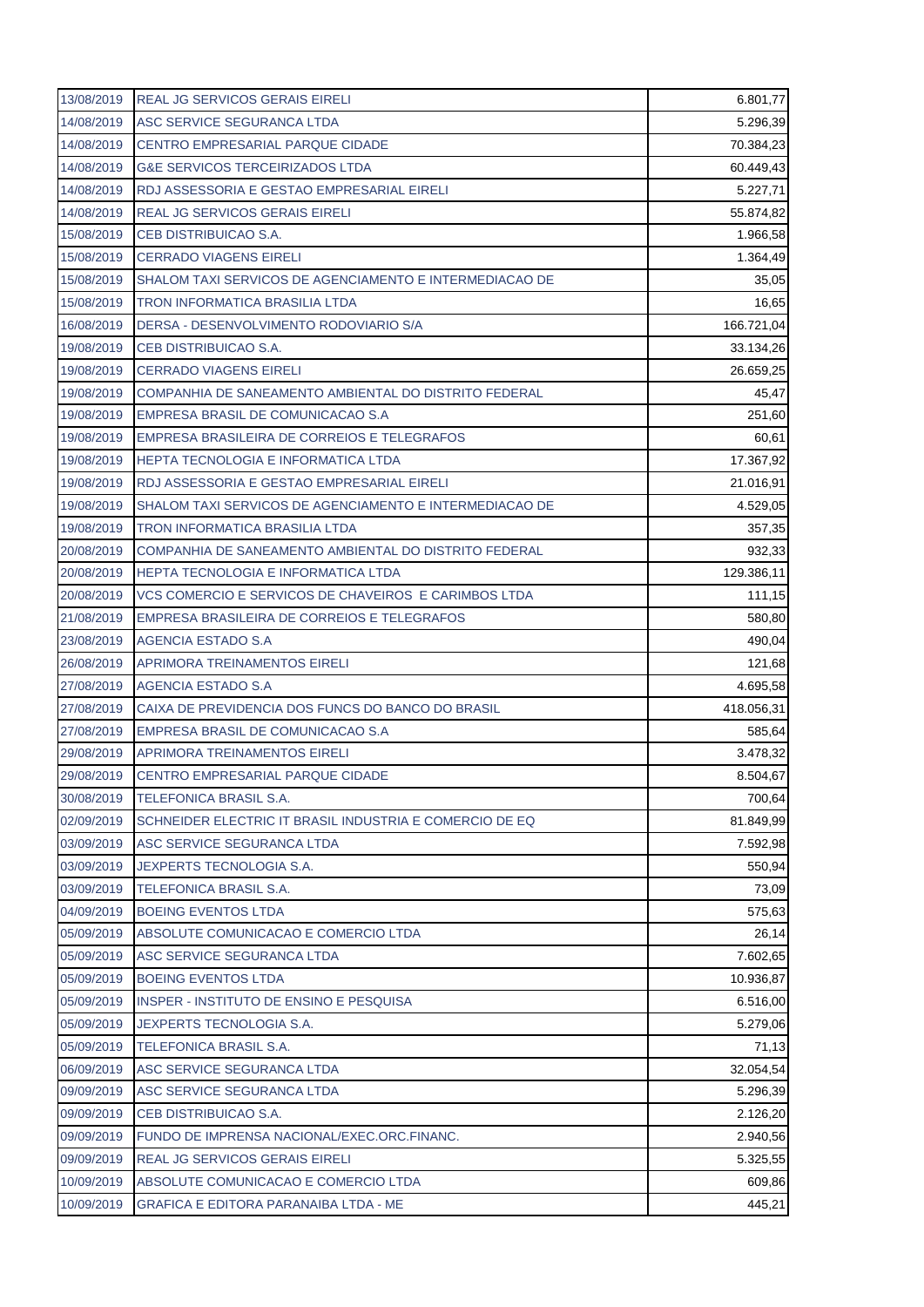| 13/08/2019 | REAL JG SERVICOS GERAIS EIRELI | 6.801,77 |
|---|---|---|
| 14/08/2019 | ASC SERVICE SEGURANCA LTDA | 5.296,39 |
| 14/08/2019 | CENTRO EMPRESARIAL PARQUE CIDADE | 70.384,23 |
| 14/08/2019 | G&E SERVICOS TERCEIRIZADOS LTDA | 60.449,43 |
| 14/08/2019 | RDJ ASSESSORIA E GESTAO EMPRESARIAL EIRELI | 5.227,71 |
| 14/08/2019 | REAL JG SERVICOS GERAIS EIRELI | 55.874,82 |
| 15/08/2019 | CEB DISTRIBUICAO S.A. | 1.966,58 |
| 15/08/2019 | CERRADO VIAGENS EIRELI | 1.364,49 |
| 15/08/2019 | SHALOM TAXI SERVICOS DE AGENCIAMENTO E INTERMEDIACAO DE | 35,05 |
| 15/08/2019 | TRON INFORMATICA BRASILIA LTDA | 16,65 |
| 16/08/2019 | DERSA - DESENVOLVIMENTO RODOVIARIO S/A | 166.721,04 |
| 19/08/2019 | CEB DISTRIBUICAO S.A. | 33.134,26 |
| 19/08/2019 | CERRADO VIAGENS EIRELI | 26.659,25 |
| 19/08/2019 | COMPANHIA DE SANEAMENTO AMBIENTAL DO DISTRITO FEDERAL | 45,47 |
| 19/08/2019 | EMPRESA BRASIL DE COMUNICACAO S.A | 251,60 |
| 19/08/2019 | EMPRESA BRASILEIRA DE CORREIOS E TELEGRAFOS | 60,61 |
| 19/08/2019 | HEPTA TECNOLOGIA E INFORMATICA LTDA | 17.367,92 |
| 19/08/2019 | RDJ ASSESSORIA E GESTAO EMPRESARIAL EIRELI | 21.016,91 |
| 19/08/2019 | SHALOM TAXI SERVICOS DE AGENCIAMENTO E INTERMEDIACAO DE | 4.529,05 |
| 19/08/2019 | TRON INFORMATICA BRASILIA LTDA | 357,35 |
| 20/08/2019 | COMPANHIA DE SANEAMENTO AMBIENTAL DO DISTRITO FEDERAL | 932,33 |
| 20/08/2019 | HEPTA TECNOLOGIA E INFORMATICA LTDA | 129.386,11 |
| 20/08/2019 | VCS COMERCIO E SERVICOS DE CHAVEIROS E CARIMBOS LTDA | 111,15 |
| 21/08/2019 | EMPRESA BRASILEIRA DE CORREIOS E TELEGRAFOS | 580,80 |
| 23/08/2019 | AGENCIA ESTADO S.A | 490,04 |
| 26/08/2019 | APRIMORA TREINAMENTOS EIRELI | 121,68 |
| 27/08/2019 | AGENCIA ESTADO S.A | 4.695,58 |
| 27/08/2019 | CAIXA DE PREVIDENCIA DOS FUNCS DO BANCO DO BRASIL | 418.056,31 |
| 27/08/2019 | EMPRESA BRASIL DE COMUNICACAO S.A | 585,64 |
| 29/08/2019 | APRIMORA TREINAMENTOS EIRELI | 3.478,32 |
| 29/08/2019 | CENTRO EMPRESARIAL PARQUE CIDADE | 8.504,67 |
| 30/08/2019 | TELEFONICA BRASIL S.A. | 700,64 |
| 02/09/2019 | SCHNEIDER ELECTRIC IT BRASIL INDUSTRIA E COMERCIO DE EQ | 81.849,99 |
| 03/09/2019 | ASC SERVICE SEGURANCA LTDA | 7.592,98 |
| 03/09/2019 | JEXPERTS TECNOLOGIA S.A. | 550,94 |
| 03/09/2019 | TELEFONICA BRASIL S.A. | 73,09 |
| 04/09/2019 | BOEING EVENTOS LTDA | 575,63 |
| 05/09/2019 | ABSOLUTE COMUNICACAO E COMERCIO LTDA | 26,14 |
| 05/09/2019 | ASC SERVICE SEGURANCA LTDA | 7.602,65 |
| 05/09/2019 | BOEING EVENTOS LTDA | 10.936,87 |
| 05/09/2019 | INSPER - INSTITUTO DE ENSINO E PESQUISA | 6.516,00 |
| 05/09/2019 | JEXPERTS TECNOLOGIA S.A. | 5.279,06 |
| 05/09/2019 | TELEFONICA BRASIL S.A. | 71,13 |
| 06/09/2019 | ASC SERVICE SEGURANCA LTDA | 32.054,54 |
| 09/09/2019 | ASC SERVICE SEGURANCA LTDA | 5.296,39 |
| 09/09/2019 | CEB DISTRIBUICAO S.A. | 2.126,20 |
| 09/09/2019 | FUNDO DE IMPRENSA NACIONAL/EXEC.ORC.FINANC. | 2.940,56 |
| 09/09/2019 | REAL JG SERVICOS GERAIS EIRELI | 5.325,55 |
| 10/09/2019 | ABSOLUTE COMUNICACAO E COMERCIO LTDA | 609,86 |
| 10/09/2019 | GRAFICA E EDITORA PARANAIBA LTDA - ME | 445,21 |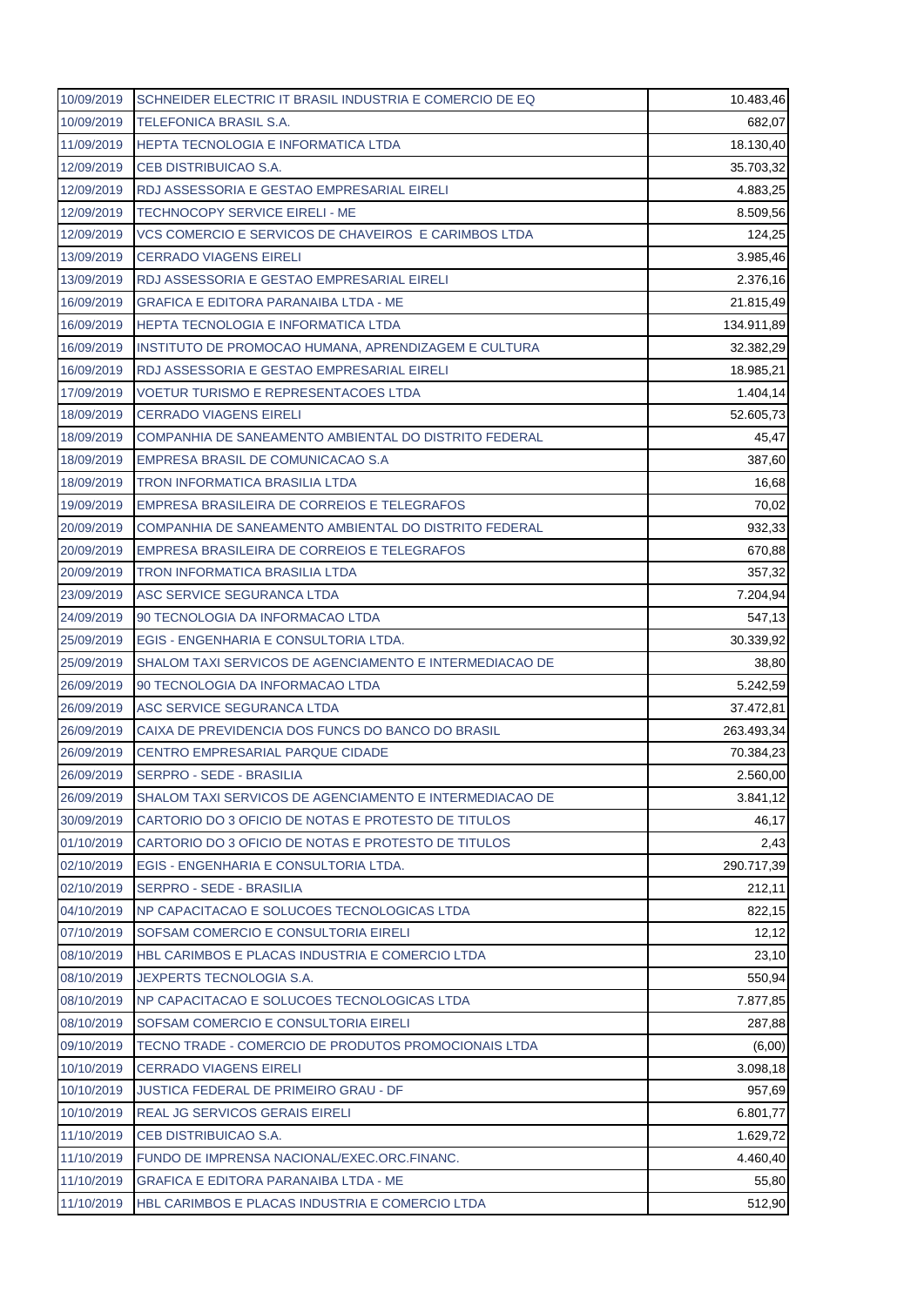| | | |
|---|---|---|
| 10/09/2019 | SCHNEIDER ELECTRIC IT BRASIL INDUSTRIA E COMERCIO DE EQ | 10.483,46 |
| 10/09/2019 | TELEFONICA BRASIL S.A. | 682,07 |
| 11/09/2019 | HEPTA TECNOLOGIA E INFORMATICA LTDA | 18.130,40 |
| 12/09/2019 | CEB DISTRIBUICAO S.A. | 35.703,32 |
| 12/09/2019 | RDJ ASSESSORIA E GESTAO EMPRESARIAL EIRELI | 4.883,25 |
| 12/09/2019 | TECHNOCOPY SERVICE EIRELI - ME | 8.509,56 |
| 12/09/2019 | VCS COMERCIO E SERVICOS DE CHAVEIROS E CARIMBOS LTDA | 124,25 |
| 13/09/2019 | CERRADO VIAGENS EIRELI | 3.985,46 |
| 13/09/2019 | RDJ ASSESSORIA E GESTAO EMPRESARIAL EIRELI | 2.376,16 |
| 16/09/2019 | GRAFICA E EDITORA PARANAIBA LTDA - ME | 21.815,49 |
| 16/09/2019 | HEPTA TECNOLOGIA E INFORMATICA LTDA | 134.911,89 |
| 16/09/2019 | INSTITUTO DE PROMOCAO HUMANA, APRENDIZAGEM E CULTURA | 32.382,29 |
| 16/09/2019 | RDJ ASSESSORIA E GESTAO EMPRESARIAL EIRELI | 18.985,21 |
| 17/09/2019 | VOETUR TURISMO E REPRESENTACOES LTDA | 1.404,14 |
| 18/09/2019 | CERRADO VIAGENS EIRELI | 52.605,73 |
| 18/09/2019 | COMPANHIA DE SANEAMENTO AMBIENTAL DO DISTRITO FEDERAL | 45,47 |
| 18/09/2019 | EMPRESA BRASIL DE COMUNICACAO S.A | 387,60 |
| 18/09/2019 | TRON INFORMATICA BRASILIA LTDA | 16,68 |
| 19/09/2019 | EMPRESA BRASILEIRA DE CORREIOS E TELEGRAFOS | 70,02 |
| 20/09/2019 | COMPANHIA DE SANEAMENTO AMBIENTAL DO DISTRITO FEDERAL | 932,33 |
| 20/09/2019 | EMPRESA BRASILEIRA DE CORREIOS E TELEGRAFOS | 670,88 |
| 20/09/2019 | TRON INFORMATICA BRASILIA LTDA | 357,32 |
| 23/09/2019 | ASC SERVICE SEGURANCA LTDA | 7.204,94 |
| 24/09/2019 | 90 TECNOLOGIA DA INFORMACAO LTDA | 547,13 |
| 25/09/2019 | EGIS - ENGENHARIA E CONSULTORIA LTDA. | 30.339,92 |
| 25/09/2019 | SHALOM TAXI SERVICOS DE AGENCIAMENTO E INTERMEDIACAO DE | 38,80 |
| 26/09/2019 | 90 TECNOLOGIA DA INFORMACAO LTDA | 5.242,59 |
| 26/09/2019 | ASC SERVICE SEGURANCA LTDA | 37.472,81 |
| 26/09/2019 | CAIXA DE PREVIDENCIA DOS FUNCS DO BANCO DO BRASIL | 263.493,34 |
| 26/09/2019 | CENTRO EMPRESARIAL PARQUE CIDADE | 70.384,23 |
| 26/09/2019 | SERPRO - SEDE - BRASILIA | 2.560,00 |
| 26/09/2019 | SHALOM TAXI SERVICOS DE AGENCIAMENTO E INTERMEDIACAO DE | 3.841,12 |
| 30/09/2019 | CARTORIO DO 3 OFICIO DE NOTAS E PROTESTO DE TITULOS | 46,17 |
| 01/10/2019 | CARTORIO DO 3 OFICIO DE NOTAS E PROTESTO DE TITULOS | 2,43 |
| 02/10/2019 | EGIS - ENGENHARIA E CONSULTORIA LTDA. | 290.717,39 |
| 02/10/2019 | SERPRO - SEDE - BRASILIA | 212,11 |
| 04/10/2019 | NP CAPACITACAO E SOLUCOES TECNOLOGICAS LTDA | 822,15 |
| 07/10/2019 | SOFSAM COMERCIO E CONSULTORIA EIRELI | 12,12 |
| 08/10/2019 | HBL CARIMBOS E PLACAS INDUSTRIA E COMERCIO LTDA | 23,10 |
| 08/10/2019 | JEXPERTS TECNOLOGIA S.A. | 550,94 |
| 08/10/2019 | NP CAPACITACAO E SOLUCOES TECNOLOGICAS LTDA | 7.877,85 |
| 08/10/2019 | SOFSAM COMERCIO E CONSULTORIA EIRELI | 287,88 |
| 09/10/2019 | TECNO TRADE - COMERCIO DE PRODUTOS PROMOCIONAIS LTDA | (6,00) |
| 10/10/2019 | CERRADO VIAGENS EIRELI | 3.098,18 |
| 10/10/2019 | JUSTICA FEDERAL DE PRIMEIRO GRAU - DF | 957,69 |
| 10/10/2019 | REAL JG SERVICOS GERAIS EIRELI | 6.801,77 |
| 11/10/2019 | CEB DISTRIBUICAO S.A. | 1.629,72 |
| 11/10/2019 | FUNDO DE IMPRENSA NACIONAL/EXEC.ORC.FINANC. | 4.460,40 |
| 11/10/2019 | GRAFICA E EDITORA PARANAIBA LTDA - ME | 55,80 |
| 11/10/2019 | HBL CARIMBOS E PLACAS INDUSTRIA E COMERCIO LTDA | 512,90 |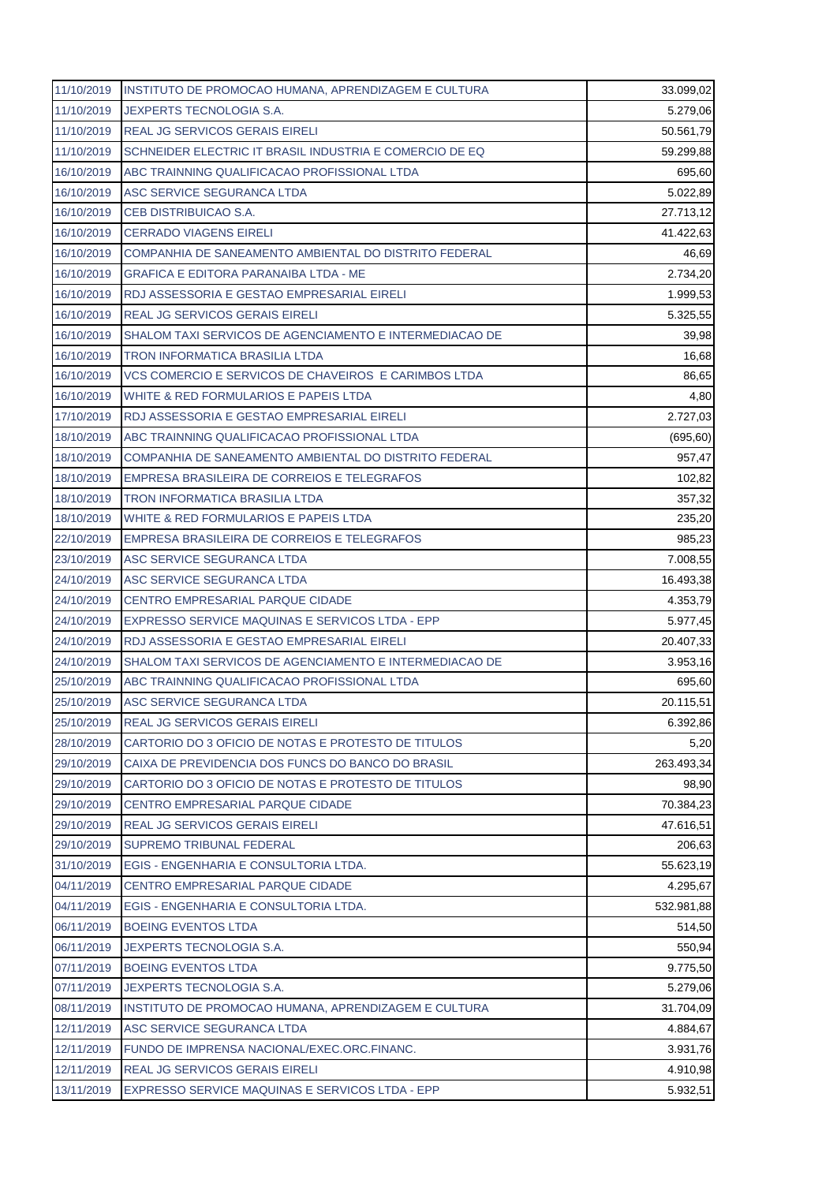| | | |
|---|---|---|
| 11/10/2019 | INSTITUTO DE PROMOCAO HUMANA, APRENDIZAGEM E CULTURA | 33.099,02 |
| 11/10/2019 | JEXPERTS TECNOLOGIA S.A. | 5.279,06 |
| 11/10/2019 | REAL JG SERVICOS GERAIS EIRELI | 50.561,79 |
| 11/10/2019 | SCHNEIDER ELECTRIC IT BRASIL INDUSTRIA E COMERCIO DE EQ | 59.299,88 |
| 16/10/2019 | ABC TRAINNING QUALIFICACAO PROFISSIONAL LTDA | 695,60 |
| 16/10/2019 | ASC SERVICE SEGURANCA LTDA | 5.022,89 |
| 16/10/2019 | CEB DISTRIBUICAO S.A. | 27.713,12 |
| 16/10/2019 | CERRADO VIAGENS EIRELI | 41.422,63 |
| 16/10/2019 | COMPANHIA DE SANEAMENTO AMBIENTAL DO DISTRITO FEDERAL | 46,69 |
| 16/10/2019 | GRAFICA E EDITORA PARANAIBA LTDA - ME | 2.734,20 |
| 16/10/2019 | RDJ ASSESSORIA E GESTAO EMPRESARIAL EIRELI | 1.999,53 |
| 16/10/2019 | REAL JG SERVICOS GERAIS EIRELI | 5.325,55 |
| 16/10/2019 | SHALOM TAXI SERVICOS DE AGENCIAMENTO E INTERMEDIACAO DE | 39,98 |
| 16/10/2019 | TRON INFORMATICA BRASILIA LTDA | 16,68 |
| 16/10/2019 | VCS COMERCIO E SERVICOS DE CHAVEIROS E CARIMBOS LTDA | 86,65 |
| 16/10/2019 | WHITE & RED FORMULARIOS E PAPEIS LTDA | 4,80 |
| 17/10/2019 | RDJ ASSESSORIA E GESTAO EMPRESARIAL EIRELI | 2.727,03 |
| 18/10/2019 | ABC TRAINNING QUALIFICACAO PROFISSIONAL LTDA | (695,60) |
| 18/10/2019 | COMPANHIA DE SANEAMENTO AMBIENTAL DO DISTRITO FEDERAL | 957,47 |
| 18/10/2019 | EMPRESA BRASILEIRA DE CORREIOS E TELEGRAFOS | 102,82 |
| 18/10/2019 | TRON INFORMATICA BRASILIA LTDA | 357,32 |
| 18/10/2019 | WHITE & RED FORMULARIOS E PAPEIS LTDA | 235,20 |
| 22/10/2019 | EMPRESA BRASILEIRA DE CORREIOS E TELEGRAFOS | 985,23 |
| 23/10/2019 | ASC SERVICE SEGURANCA LTDA | 7.008,55 |
| 24/10/2019 | ASC SERVICE SEGURANCA LTDA | 16.493,38 |
| 24/10/2019 | CENTRO EMPRESARIAL PARQUE CIDADE | 4.353,79 |
| 24/10/2019 | EXPRESSO SERVICE MAQUINAS E SERVICOS LTDA - EPP | 5.977,45 |
| 24/10/2019 | RDJ ASSESSORIA E GESTAO EMPRESARIAL EIRELI | 20.407,33 |
| 24/10/2019 | SHALOM TAXI SERVICOS DE AGENCIAMENTO E INTERMEDIACAO DE | 3.953,16 |
| 25/10/2019 | ABC TRAINNING QUALIFICACAO PROFISSIONAL LTDA | 695,60 |
| 25/10/2019 | ASC SERVICE SEGURANCA LTDA | 20.115,51 |
| 25/10/2019 | REAL JG SERVICOS GERAIS EIRELI | 6.392,86 |
| 28/10/2019 | CARTORIO DO 3 OFICIO DE NOTAS E PROTESTO DE TITULOS | 5,20 |
| 29/10/2019 | CAIXA DE PREVIDENCIA DOS FUNCS DO BANCO DO BRASIL | 263.493,34 |
| 29/10/2019 | CARTORIO DO 3 OFICIO DE NOTAS E PROTESTO DE TITULOS | 98,90 |
| 29/10/2019 | CENTRO EMPRESARIAL PARQUE CIDADE | 70.384,23 |
| 29/10/2019 | REAL JG SERVICOS GERAIS EIRELI | 47.616,51 |
| 29/10/2019 | SUPREMO TRIBUNAL FEDERAL | 206,63 |
| 31/10/2019 | EGIS - ENGENHARIA E CONSULTORIA LTDA. | 55.623,19 |
| 04/11/2019 | CENTRO EMPRESARIAL PARQUE CIDADE | 4.295,67 |
| 04/11/2019 | EGIS - ENGENHARIA E CONSULTORIA LTDA. | 532.981,88 |
| 06/11/2019 | BOEING EVENTOS LTDA | 514,50 |
| 06/11/2019 | JEXPERTS TECNOLOGIA S.A. | 550,94 |
| 07/11/2019 | BOEING EVENTOS LTDA | 9.775,50 |
| 07/11/2019 | JEXPERTS TECNOLOGIA S.A. | 5.279,06 |
| 08/11/2019 | INSTITUTO DE PROMOCAO HUMANA, APRENDIZAGEM E CULTURA | 31.704,09 |
| 12/11/2019 | ASC SERVICE SEGURANCA LTDA | 4.884,67 |
| 12/11/2019 | FUNDO DE IMPRENSA NACIONAL/EXEC.ORC.FINANC. | 3.931,76 |
| 12/11/2019 | REAL JG SERVICOS GERAIS EIRELI | 4.910,98 |
| 13/11/2019 | EXPRESSO SERVICE MAQUINAS E SERVICOS LTDA - EPP | 5.932,51 |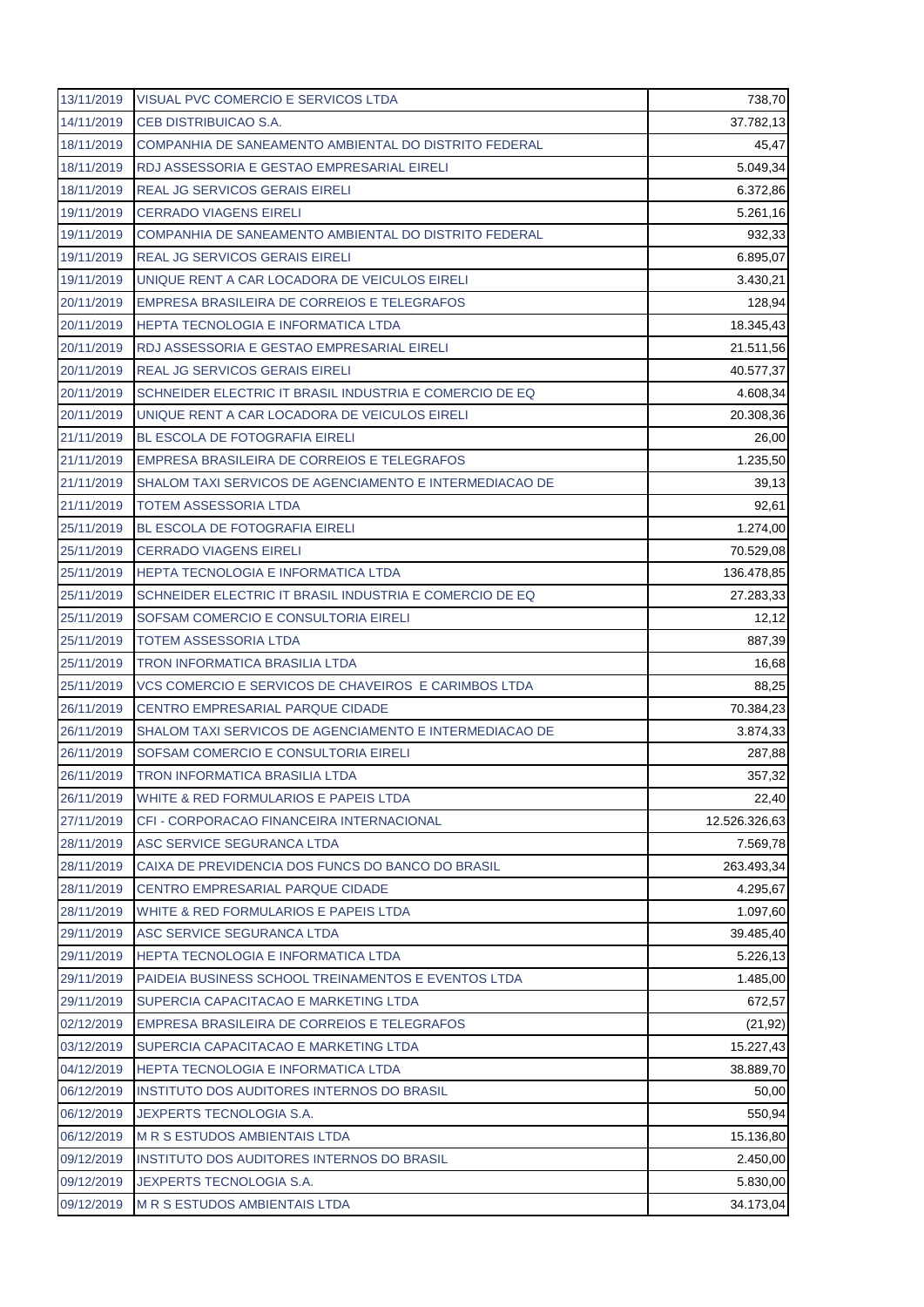| 13/11/2019 | VISUAL PVC COMERCIO E SERVICOS LTDA | 738,70 |
|---|---|---|
| 14/11/2019 | CEB DISTRIBUICAO S.A. | 37.782,13 |
| 18/11/2019 | COMPANHIA DE SANEAMENTO AMBIENTAL DO DISTRITO FEDERAL | 45,47 |
| 18/11/2019 | RDJ ASSESSORIA E GESTAO EMPRESARIAL EIRELI | 5.049,34 |
| 18/11/2019 | REAL JG SERVICOS GERAIS EIRELI | 6.372,86 |
| 19/11/2019 | CERRADO VIAGENS EIRELI | 5.261,16 |
| 19/11/2019 | COMPANHIA DE SANEAMENTO AMBIENTAL DO DISTRITO FEDERAL | 932,33 |
| 19/11/2019 | REAL JG SERVICOS GERAIS EIRELI | 6.895,07 |
| 19/11/2019 | UNIQUE RENT A CAR LOCADORA DE VEICULOS EIRELI | 3.430,21 |
| 20/11/2019 | EMPRESA BRASILEIRA DE CORREIOS E TELEGRAFOS | 128,94 |
| 20/11/2019 | HEPTA TECNOLOGIA E INFORMATICA LTDA | 18.345,43 |
| 20/11/2019 | RDJ ASSESSORIA E GESTAO EMPRESARIAL EIRELI | 21.511,56 |
| 20/11/2019 | REAL JG SERVICOS GERAIS EIRELI | 40.577,37 |
| 20/11/2019 | SCHNEIDER ELECTRIC IT BRASIL INDUSTRIA E COMERCIO DE EQ | 4.608,34 |
| 20/11/2019 | UNIQUE RENT A CAR LOCADORA DE VEICULOS EIRELI | 20.308,36 |
| 21/11/2019 | BL ESCOLA DE FOTOGRAFIA EIRELI | 26,00 |
| 21/11/2019 | EMPRESA BRASILEIRA DE CORREIOS E TELEGRAFOS | 1.235,50 |
| 21/11/2019 | SHALOM TAXI SERVICOS DE AGENCIAMENTO E INTERMEDIACAO DE | 39,13 |
| 21/11/2019 | TOTEM ASSESSORIA LTDA | 92,61 |
| 25/11/2019 | BL ESCOLA DE FOTOGRAFIA EIRELI | 1.274,00 |
| 25/11/2019 | CERRADO VIAGENS EIRELI | 70.529,08 |
| 25/11/2019 | HEPTA TECNOLOGIA E INFORMATICA LTDA | 136.478,85 |
| 25/11/2019 | SCHNEIDER ELECTRIC IT BRASIL INDUSTRIA E COMERCIO DE EQ | 27.283,33 |
| 25/11/2019 | SOFSAM COMERCIO E CONSULTORIA EIRELI | 12,12 |
| 25/11/2019 | TOTEM ASSESSORIA LTDA | 887,39 |
| 25/11/2019 | TRON INFORMATICA BRASILIA LTDA | 16,68 |
| 25/11/2019 | VCS COMERCIO E SERVICOS DE CHAVEIROS E CARIMBOS LTDA | 88,25 |
| 26/11/2019 | CENTRO EMPRESARIAL PARQUE CIDADE | 70.384,23 |
| 26/11/2019 | SHALOM TAXI SERVICOS DE AGENCIAMENTO E INTERMEDIACAO DE | 3.874,33 |
| 26/11/2019 | SOFSAM COMERCIO E CONSULTORIA EIRELI | 287,88 |
| 26/11/2019 | TRON INFORMATICA BRASILIA LTDA | 357,32 |
| 26/11/2019 | WHITE & RED FORMULARIOS E PAPEIS LTDA | 22,40 |
| 27/11/2019 | CFI - CORPORACAO FINANCEIRA INTERNACIONAL | 12.526.326,63 |
| 28/11/2019 | ASC SERVICE SEGURANCA LTDA | 7.569,78 |
| 28/11/2019 | CAIXA DE PREVIDENCIA DOS FUNCS DO BANCO DO BRASIL | 263.493,34 |
| 28/11/2019 | CENTRO EMPRESARIAL PARQUE CIDADE | 4.295,67 |
| 28/11/2019 | WHITE & RED FORMULARIOS E PAPEIS LTDA | 1.097,60 |
| 29/11/2019 | ASC SERVICE SEGURANCA LTDA | 39.485,40 |
| 29/11/2019 | HEPTA TECNOLOGIA E INFORMATICA LTDA | 5.226,13 |
| 29/11/2019 | PAIDEIA BUSINESS SCHOOL TREINAMENTOS E EVENTOS LTDA | 1.485,00 |
| 29/11/2019 | SUPERCIA CAPACITACAO E MARKETING LTDA | 672,57 |
| 02/12/2019 | EMPRESA BRASILEIRA DE CORREIOS E TELEGRAFOS | (21,92) |
| 03/12/2019 | SUPERCIA CAPACITACAO E MARKETING LTDA | 15.227,43 |
| 04/12/2019 | HEPTA TECNOLOGIA E INFORMATICA LTDA | 38.889,70 |
| 06/12/2019 | INSTITUTO DOS AUDITORES INTERNOS DO BRASIL | 50,00 |
| 06/12/2019 | JEXPERTS TECNOLOGIA S.A. | 550,94 |
| 06/12/2019 | M R S ESTUDOS AMBIENTAIS LTDA | 15.136,80 |
| 09/12/2019 | INSTITUTO DOS AUDITORES INTERNOS DO BRASIL | 2.450,00 |
| 09/12/2019 | JEXPERTS TECNOLOGIA S.A. | 5.830,00 |
| 09/12/2019 | M R S ESTUDOS AMBIENTAIS LTDA | 34.173,04 |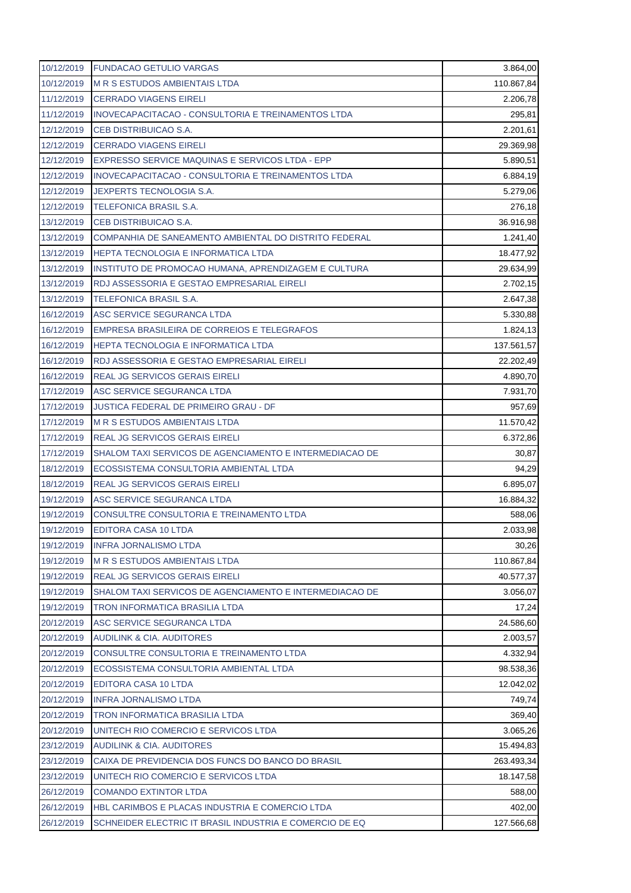| 10/12/2019 | FUNDACAO GETULIO VARGAS | 3.864,00 |
|---|---|---|
| 10/12/2019 | M R S ESTUDOS AMBIENTAIS LTDA | 110.867,84 |
| 11/12/2019 | CERRADO VIAGENS EIRELI | 2.206,78 |
| 11/12/2019 | INOVECAPACITACAO - CONSULTORIA E TREINAMENTOS LTDA | 295,81 |
| 12/12/2019 | CEB DISTRIBUICAO S.A. | 2.201,61 |
| 12/12/2019 | CERRADO VIAGENS EIRELI | 29.369,98 |
| 12/12/2019 | EXPRESSO SERVICE MAQUINAS E SERVICOS LTDA - EPP | 5.890,51 |
| 12/12/2019 | INOVECAPACITACAO - CONSULTORIA E TREINAMENTOS LTDA | 6.884,19 |
| 12/12/2019 | JEXPERTS TECNOLOGIA S.A. | 5.279,06 |
| 12/12/2019 | TELEFONICA BRASIL S.A. | 276,18 |
| 13/12/2019 | CEB DISTRIBUICAO S.A. | 36.916,98 |
| 13/12/2019 | COMPANHIA DE SANEAMENTO AMBIENTAL DO DISTRITO FEDERAL | 1.241,40 |
| 13/12/2019 | HEPTA TECNOLOGIA E INFORMATICA LTDA | 18.477,92 |
| 13/12/2019 | INSTITUTO DE PROMOCAO HUMANA, APRENDIZAGEM E CULTURA | 29.634,99 |
| 13/12/2019 | RDJ ASSESSORIA E GESTAO EMPRESARIAL EIRELI | 2.702,15 |
| 13/12/2019 | TELEFONICA BRASIL S.A. | 2.647,38 |
| 16/12/2019 | ASC SERVICE SEGURANCA LTDA | 5.330,88 |
| 16/12/2019 | EMPRESA BRASILEIRA DE CORREIOS E TELEGRAFOS | 1.824,13 |
| 16/12/2019 | HEPTA TECNOLOGIA E INFORMATICA LTDA | 137.561,57 |
| 16/12/2019 | RDJ ASSESSORIA E GESTAO EMPRESARIAL EIRELI | 22.202,49 |
| 16/12/2019 | REAL JG SERVICOS GERAIS EIRELI | 4.890,70 |
| 17/12/2019 | ASC SERVICE SEGURANCA LTDA | 7.931,70 |
| 17/12/2019 | JUSTICA FEDERAL DE PRIMEIRO GRAU - DF | 957,69 |
| 17/12/2019 | M R S ESTUDOS AMBIENTAIS LTDA | 11.570,42 |
| 17/12/2019 | REAL JG SERVICOS GERAIS EIRELI | 6.372,86 |
| 17/12/2019 | SHALOM TAXI SERVICOS DE AGENCIAMENTO E INTERMEDIACAO DE | 30,87 |
| 18/12/2019 | ECOSSISTEMA CONSULTORIA AMBIENTAL LTDA | 94,29 |
| 18/12/2019 | REAL JG SERVICOS GERAIS EIRELI | 6.895,07 |
| 19/12/2019 | ASC SERVICE SEGURANCA LTDA | 16.884,32 |
| 19/12/2019 | CONSULTRE CONSULTORIA E TREINAMENTO LTDA | 588,06 |
| 19/12/2019 | EDITORA CASA 10 LTDA | 2.033,98 |
| 19/12/2019 | INFRA JORNALISMO LTDA | 30,26 |
| 19/12/2019 | M R S ESTUDOS AMBIENTAIS LTDA | 110.867,84 |
| 19/12/2019 | REAL JG SERVICOS GERAIS EIRELI | 40.577,37 |
| 19/12/2019 | SHALOM TAXI SERVICOS DE AGENCIAMENTO E INTERMEDIACAO DE | 3.056,07 |
| 19/12/2019 | TRON INFORMATICA BRASILIA LTDA | 17,24 |
| 20/12/2019 | ASC SERVICE SEGURANCA LTDA | 24.586,60 |
| 20/12/2019 | AUDILINK & CIA. AUDITORES | 2.003,57 |
| 20/12/2019 | CONSULTRE CONSULTORIA E TREINAMENTO LTDA | 4.332,94 |
| 20/12/2019 | ECOSSISTEMA CONSULTORIA AMBIENTAL LTDA | 98.538,36 |
| 20/12/2019 | EDITORA CASA 10 LTDA | 12.042,02 |
| 20/12/2019 | INFRA JORNALISMO LTDA | 749,74 |
| 20/12/2019 | TRON INFORMATICA BRASILIA LTDA | 369,40 |
| 20/12/2019 | UNITECH RIO COMERCIO E SERVICOS LTDA | 3.065,26 |
| 23/12/2019 | AUDILINK & CIA. AUDITORES | 15.494,83 |
| 23/12/2019 | CAIXA DE PREVIDENCIA DOS FUNCS DO BANCO DO BRASIL | 263.493,34 |
| 23/12/2019 | UNITECH RIO COMERCIO E SERVICOS LTDA | 18.147,58 |
| 26/12/2019 | COMANDO EXTINTOR LTDA | 588,00 |
| 26/12/2019 | HBL CARIMBOS E PLACAS INDUSTRIA E COMERCIO LTDA | 402,00 |
| 26/12/2019 | SCHNEIDER ELECTRIC IT BRASIL INDUSTRIA E COMERCIO DE EQ | 127.566,68 |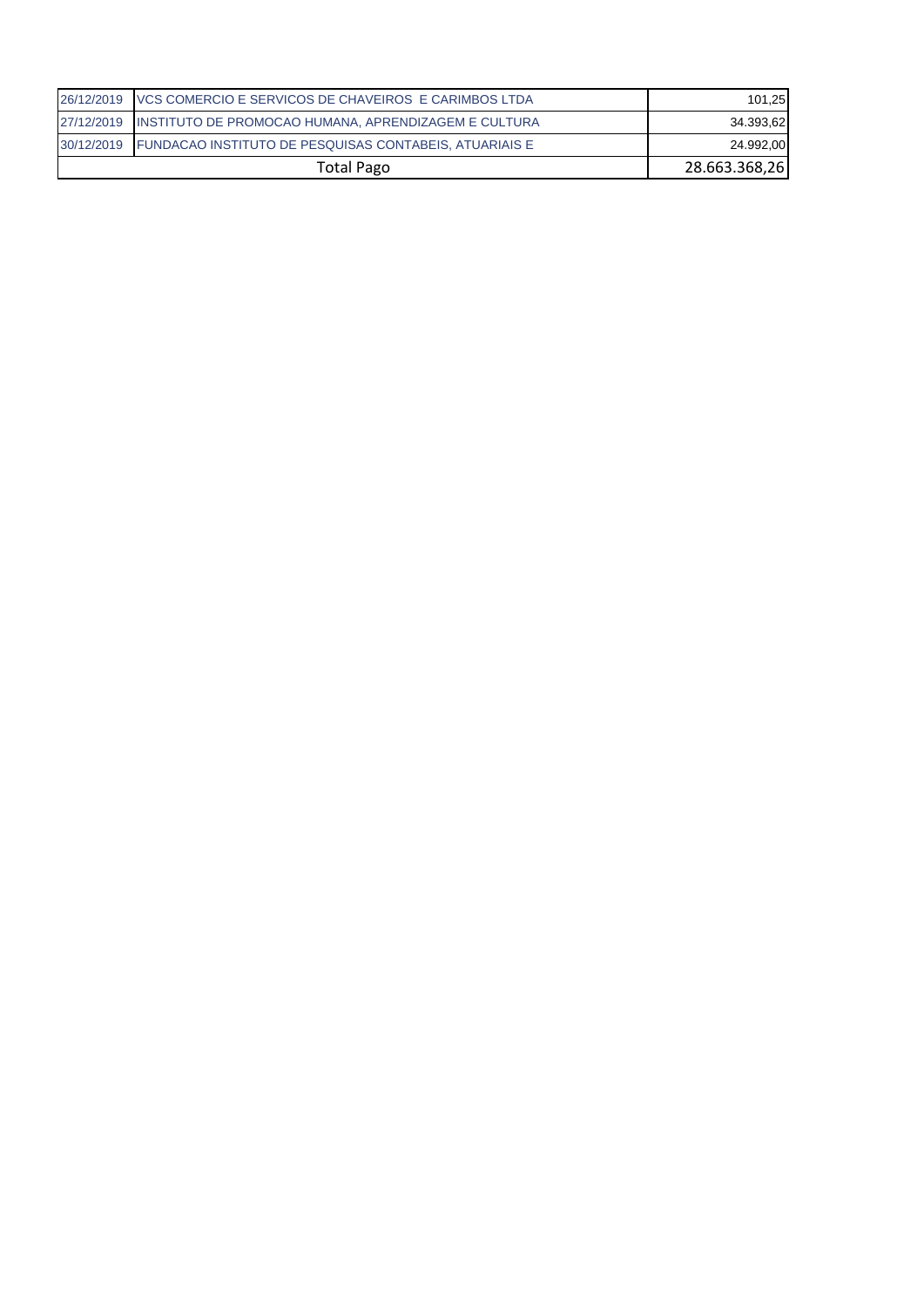| | | |
|---|---|---|
| 26/12/2019 | VCS COMERCIO E SERVICOS DE CHAVEIROS E CARIMBOS LTDA | 101,25 |
| 27/12/2019 | INSTITUTO DE PROMOCAO HUMANA, APRENDIZAGEM E CULTURA | 34.393,62 |
| 30/12/2019 | FUNDACAO INSTITUTO DE PESQUISAS CONTABEIS, ATUARIAIS E | 24.992,00 |
| Total Pago | | 28.663.368,26 |